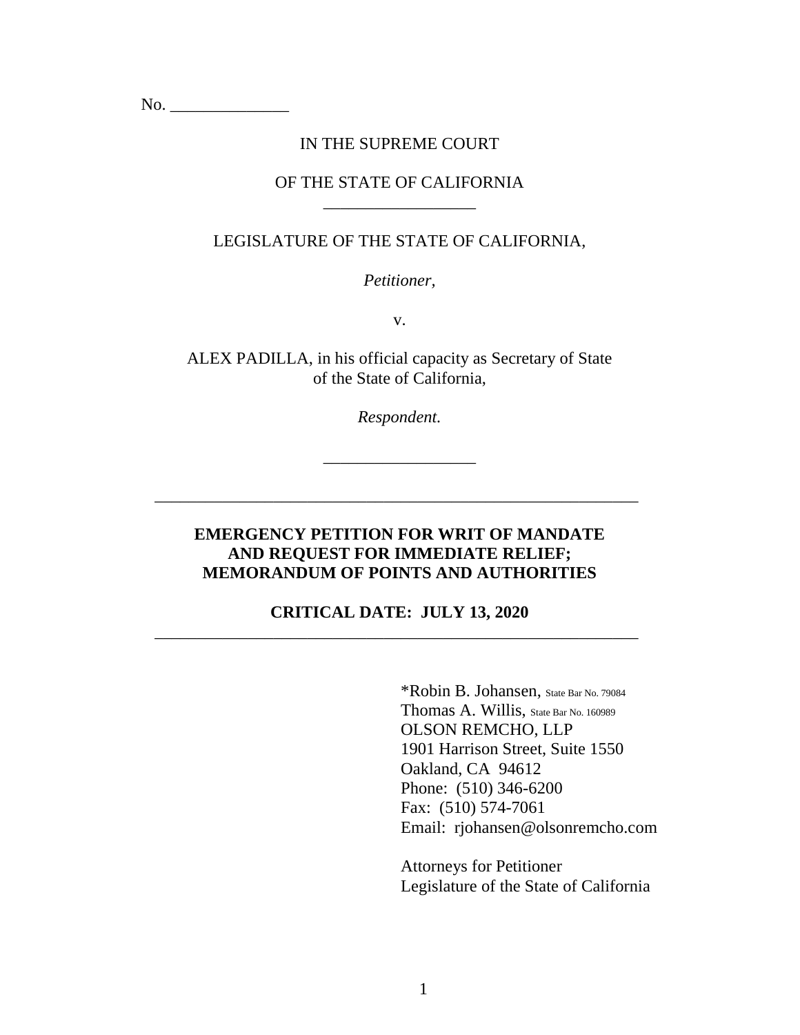No. ______________

IN THE SUPREME COURT

OF THE STATE OF CALIFORNIA

__________________

LEGISLATURE OF THE STATE OF CALIFORNIA,

*Petitioner*,

v.

ALEX PADILLA, in his official capacity as Secretary of State of the State of California,

*Respondent.*

__________________

---

**EMERGENCY PETITION FOR WRIT OF MANDATE AND REQUEST FOR IMMEDIATE RELIEF; MEMORANDUM OF POINTS AND AUTHORITIES**

**CRITICAL DATE: JULY 13, 2020**

---

*Robin B. Johansen, State Bar No. 79084
Thomas A. Willis, State Bar No. 160989
OLSON REMCHO, LLP
1901 Harrison Street, Suite 1550
Oakland, CA 94612
Phone: (510) 346-6200
Fax: (510) 574-7061
Email: rjohansen@olsonremcho.com

Attorneys for Petitioner
Legislature of the State of California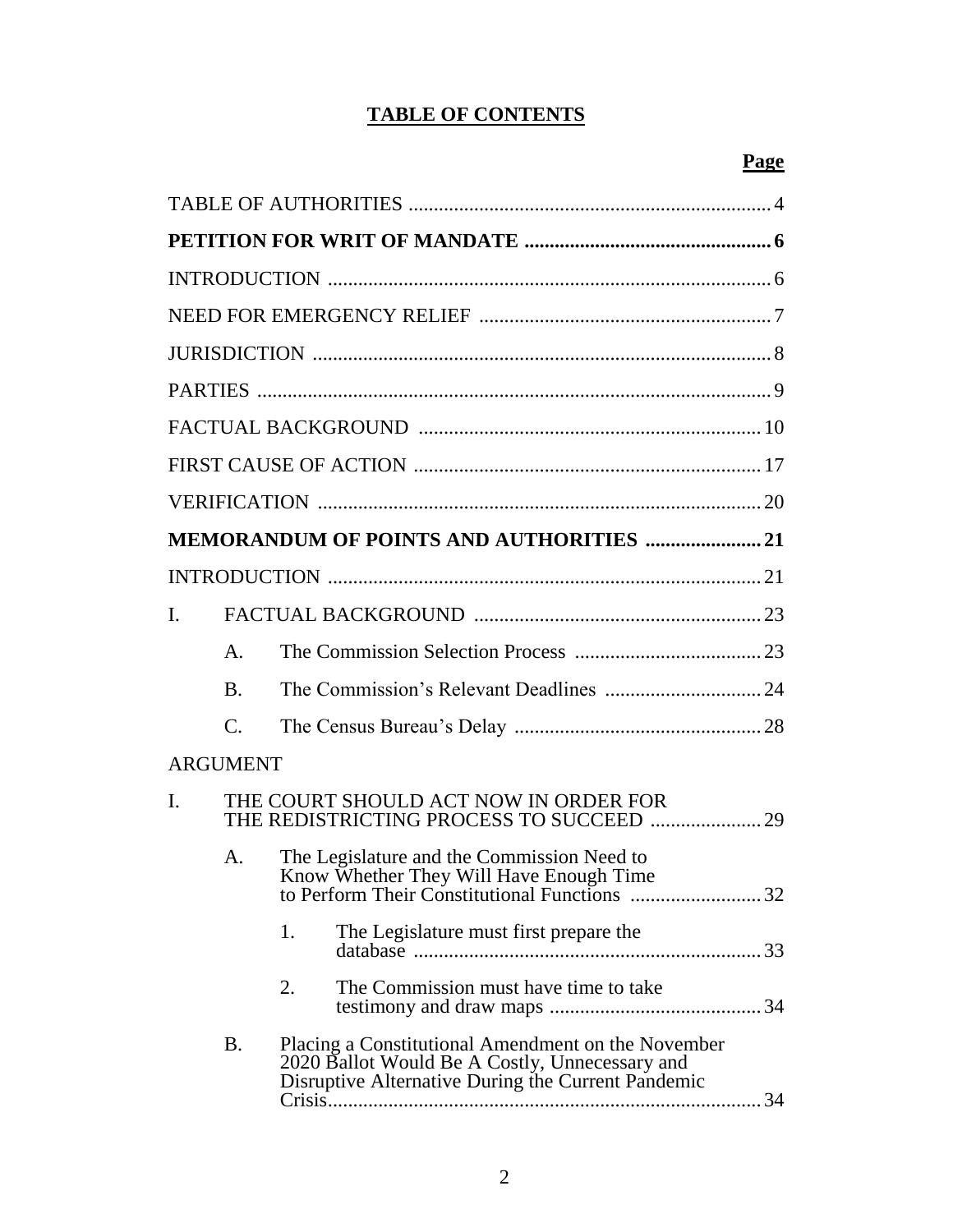# TABLE OF CONTENTS

**Page**

TABLE OF AUTHORITIES ........................................................................ 4

**PETITION FOR WRIT OF MANDATE ................................................ 6**

INTRODUCTION ........................................................................................ 6

NEED FOR EMERGENCY RELIEF .......................................................... 7

JURISDICTION ........................................................................................... 8

PARTIES ...................................................................................................... 9

FACTUAL BACKGROUND .................................................................... 10

FIRST CAUSE OF ACTION ..................................................................... 17

VERIFICATION ......................................................................................... 20

**MEMORANDUM OF POINTS AND AUTHORITIES ....................... 21**

INTRODUCTION ...................................................................................... 21

I. FACTUAL BACKGROUND ......................................................... 23

- A. The Commission Selection Process ..................................... 23
- B. The Commission's Relevant Deadlines ............................... 24
- C. The Census Bureau's Delay ................................................. 28

ARGUMENT

I. THE COURT SHOULD ACT NOW IN ORDER FOR THE REDISTRICTING PROCESS TO SUCCEED ...................... 29

- A. The Legislature and the Commission Need to Know Whether They Will Have Enough Time to Perform Their Constitutional Functions .......................... 32
  1. The Legislature must first prepare the database ..................................................................... 33
  2. The Commission must have time to take testimony and draw maps .......................................... 34
- B. Placing a Constitutional Amendment on the November 2020 Ballot Would Be A Costly, Unnecessary and Disruptive Alternative During the Current Pandemic Crisis...................................................................................... 34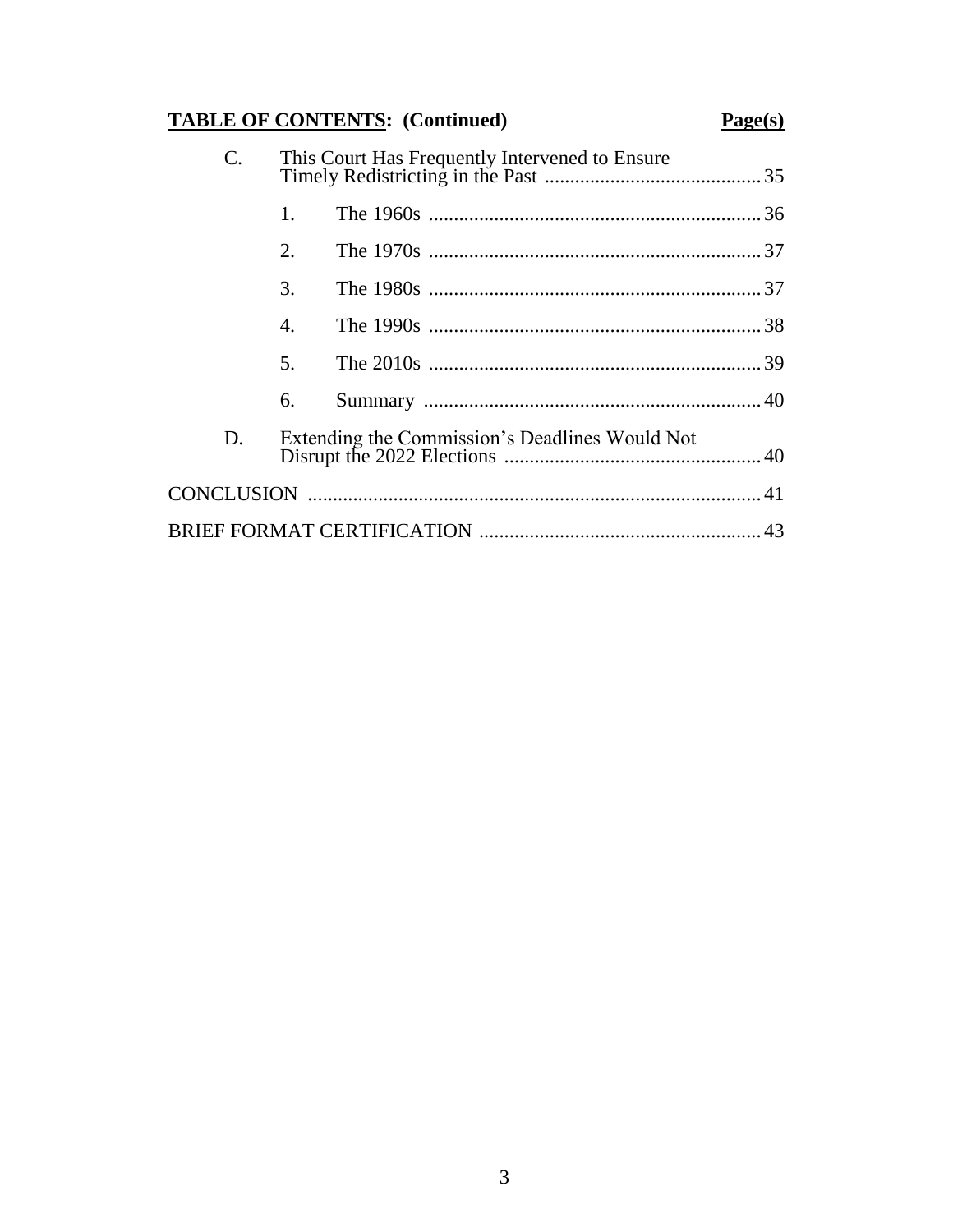**TABLE OF CONTENTS: (Continued)** **Page(s)**

C. This Court Has Frequently Intervened to Ensure Timely Redistricting in the Past .......................................... 35

1. The 1960s ................................................................. 36
2. The 1970s ................................................................. 37
3. The 1980s ................................................................. 37
4. The 1990s ................................................................. 38
5. The 2010s ................................................................. 39
6. Summary .................................................................. 40

D. Extending the Commission's Deadlines Would Not Disrupt the 2022 Elections .................................................. 40

CONCLUSION ........................................................................................ 41

BRIEF FORMAT CERTIFICATION ....................................................... 43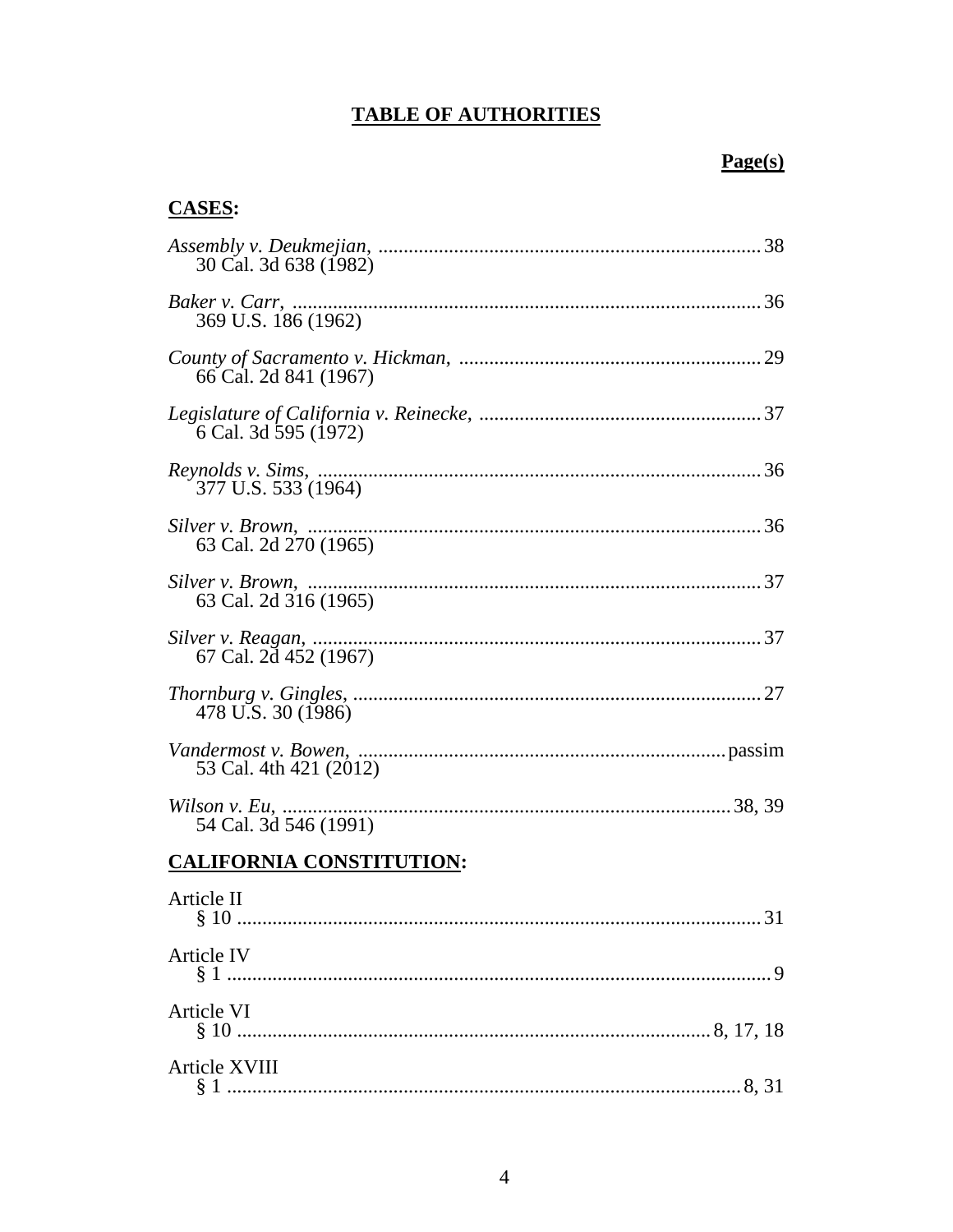# TABLE OF AUTHORITIES

**Page(s)**

## **CASES:**

*Assembly v. Deukmejian*, ............................................................................ 38
30 Cal. 3d 638 (1982)

*Baker v. Carr*, ............................................................................................. 36
369 U.S. 186 (1962)

*County of Sacramento v. Hickman*, ........................................................... 29
66 Cal. 2d 841 (1967)

*Legislature of California v. Reinecke*, ....................................................... 37
6 Cal. 3d 595 (1972)

*Reynolds v. Sims*, ....................................................................................... 36
377 U.S. 533 (1964)

*Silver v. Brown*, .......................................................................................... 36
63 Cal. 2d 270 (1965)

*Silver v. Brown*, .......................................................................................... 37
63 Cal. 2d 316 (1965)

*Silver v. Reagan*, ........................................................................................ 37
67 Cal. 2d 452 (1967)

*Thornburg v. Gingles*, ................................................................................ 27
478 U.S. 30 (1986)

*Vandermost v. Bowen*, ........................................................................ passim
53 Cal. 4th 421 (2012)

*Wilson v. Eu*, ........................................................................................ 38, 39
54 Cal. 3d 546 (1991)

## **CALIFORNIA CONSTITUTION:**

Article II
§ 10 ........................................................................................................ 31

Article IV
§ 1 ............................................................................................................ 9

Article VI
§ 10 ............................................................................................ 8, 17, 18

Article XVIII
§ 1 ...................................................................................................... 8, 31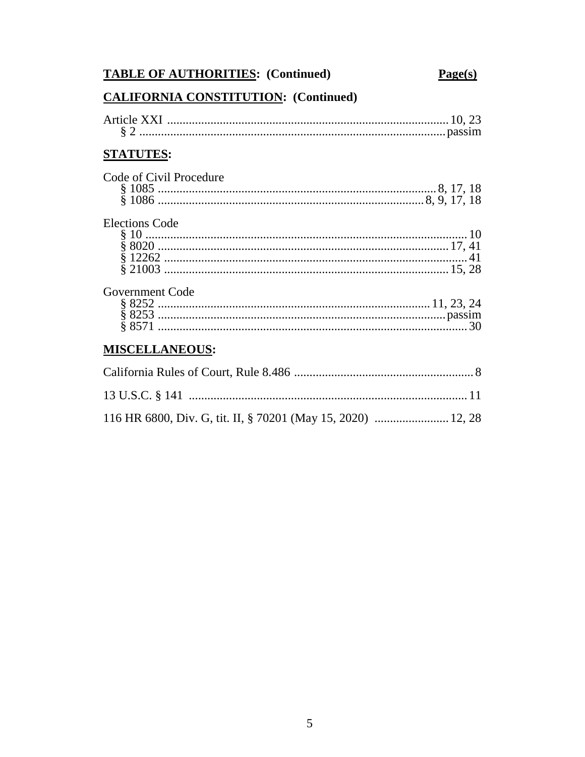**TABLE OF AUTHORITIES: (Continued)** **Page(s)**

**CALIFORNIA CONSTITUTION: (Continued)**

Article XXI .......................................................................................... 10, 23
§ 2 ................................................................................................... passim

**STATUTES:**

Code of Civil Procedure
§ 1085 ........................................................................................ 8, 17, 18
§ 1086 ..................................................................................... 8, 9, 17, 18

Elections Code
§ 10 ....................................................................................................... 10
§ 8020 ............................................................................................. 17, 41
§ 12262 .................................................................................................. 41
§ 21003 ........................................................................................... 15, 28

Government Code
§ 8252 ....................................................................................... 11, 23, 24
§ 8253 ............................................................................................. passim
§ 8571 .................................................................................................... 30

**MISCELLANEOUS:**

California Rules of Court, Rule 8.486 ........................................................... 8

13 U.S.C. § 141 ......................................................................................... 11

116 HR 6800, Div. G, tit. II, § 70201 (May 15, 2020) ........................ 12, 28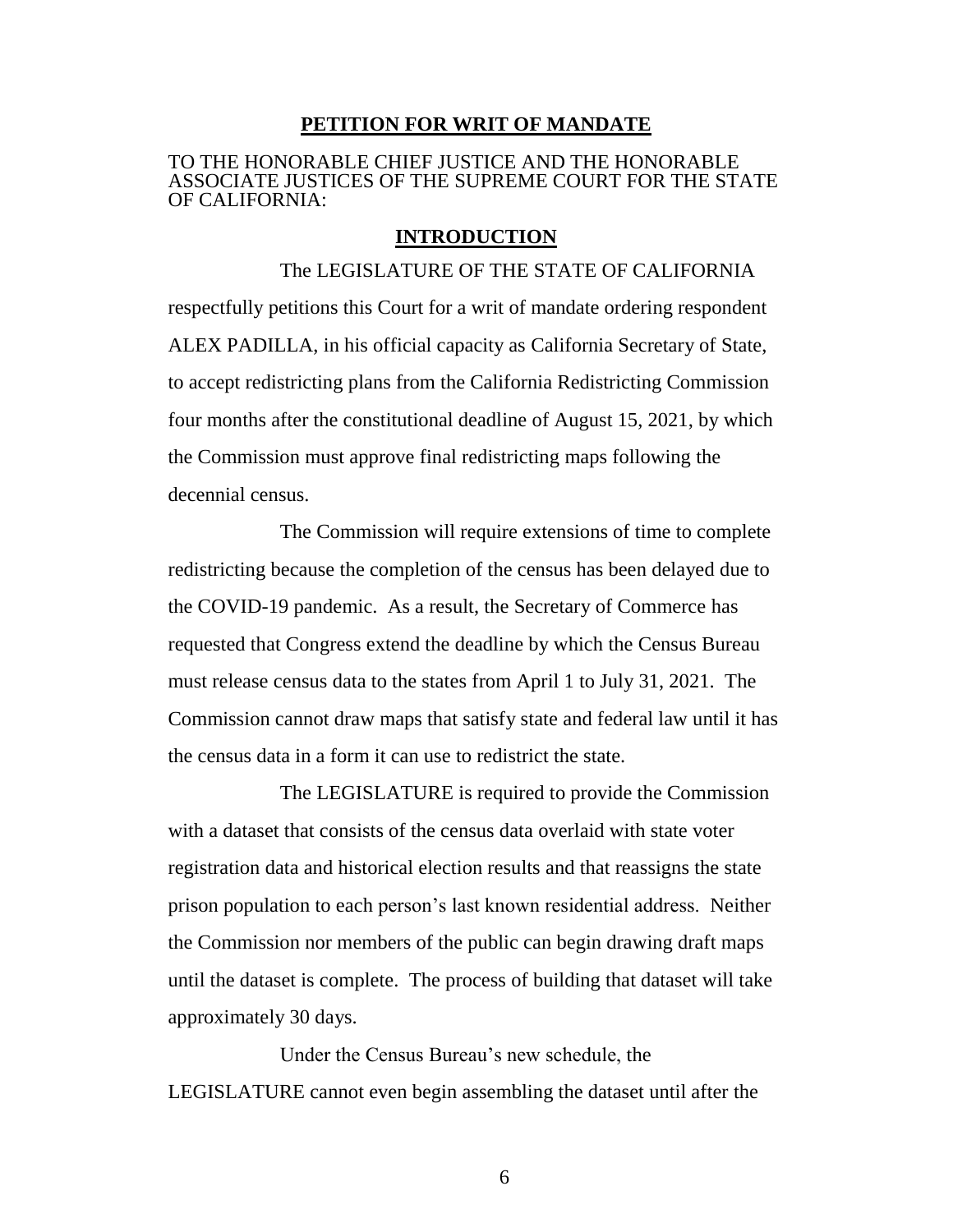## PETITION FOR WRIT OF MANDATE

TO THE HONORABLE CHIEF JUSTICE AND THE HONORABLE ASSOCIATE JUSTICES OF THE SUPREME COURT FOR THE STATE OF CALIFORNIA:

## INTRODUCTION

The LEGISLATURE OF THE STATE OF CALIFORNIA respectfully petitions this Court for a writ of mandate ordering respondent ALEX PADILLA, in his official capacity as California Secretary of State, to accept redistricting plans from the California Redistricting Commission four months after the constitutional deadline of August 15, 2021, by which the Commission must approve final redistricting maps following the decennial census.

The Commission will require extensions of time to complete redistricting because the completion of the census has been delayed due to the COVID-19 pandemic. As a result, the Secretary of Commerce has requested that Congress extend the deadline by which the Census Bureau must release census data to the states from April 1 to July 31, 2021. The Commission cannot draw maps that satisfy state and federal law until it has the census data in a form it can use to redistrict the state.

The LEGISLATURE is required to provide the Commission with a dataset that consists of the census data overlaid with state voter registration data and historical election results and that reassigns the state prison population to each person's last known residential address. Neither the Commission nor members of the public can begin drawing draft maps until the dataset is complete. The process of building that dataset will take approximately 30 days.

Under the Census Bureau's new schedule, the LEGISLATURE cannot even begin assembling the dataset until after the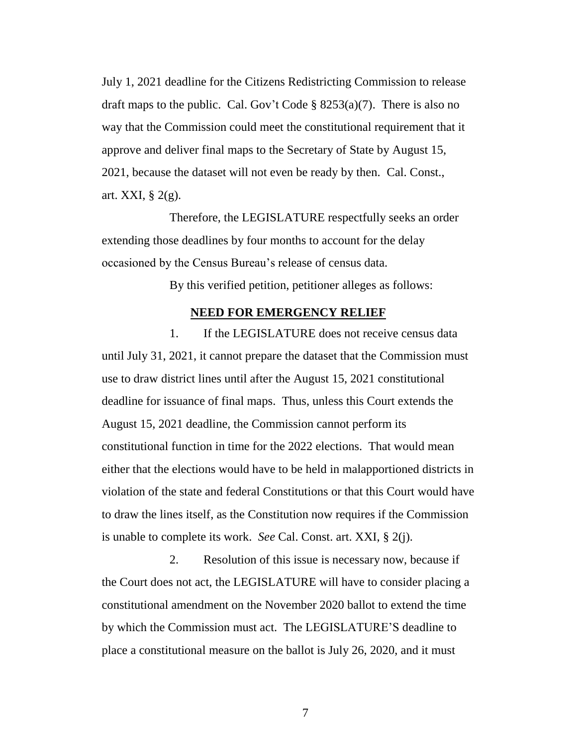July 1, 2021 deadline for the Citizens Redistricting Commission to release draft maps to the public. Cal. Gov't Code § 8253(a)(7). There is also no way that the Commission could meet the constitutional requirement that it approve and deliver final maps to the Secretary of State by August 15, 2021, because the dataset will not even be ready by then. Cal. Const., art. XXI, § 2(g).

Therefore, the LEGISLATURE respectfully seeks an order extending those deadlines by four months to account for the delay occasioned by the Census Bureau's release of census data.

By this verified petition, petitioner alleges as follows:

**NEED FOR EMERGENCY RELIEF**

1. If the LEGISLATURE does not receive census data until July 31, 2021, it cannot prepare the dataset that the Commission must use to draw district lines until after the August 15, 2021 constitutional deadline for issuance of final maps. Thus, unless this Court extends the August 15, 2021 deadline, the Commission cannot perform its constitutional function in time for the 2022 elections. That would mean either that the elections would have to be held in malapportioned districts in violation of the state and federal Constitutions or that this Court would have to draw the lines itself, as the Constitution now requires if the Commission is unable to complete its work. *See* Cal. Const. art. XXI, § 2(j).

2. Resolution of this issue is necessary now, because if the Court does not act, the LEGISLATURE will have to consider placing a constitutional amendment on the November 2020 ballot to extend the time by which the Commission must act. The LEGISLATURE'S deadline to place a constitutional measure on the ballot is July 26, 2020, and it must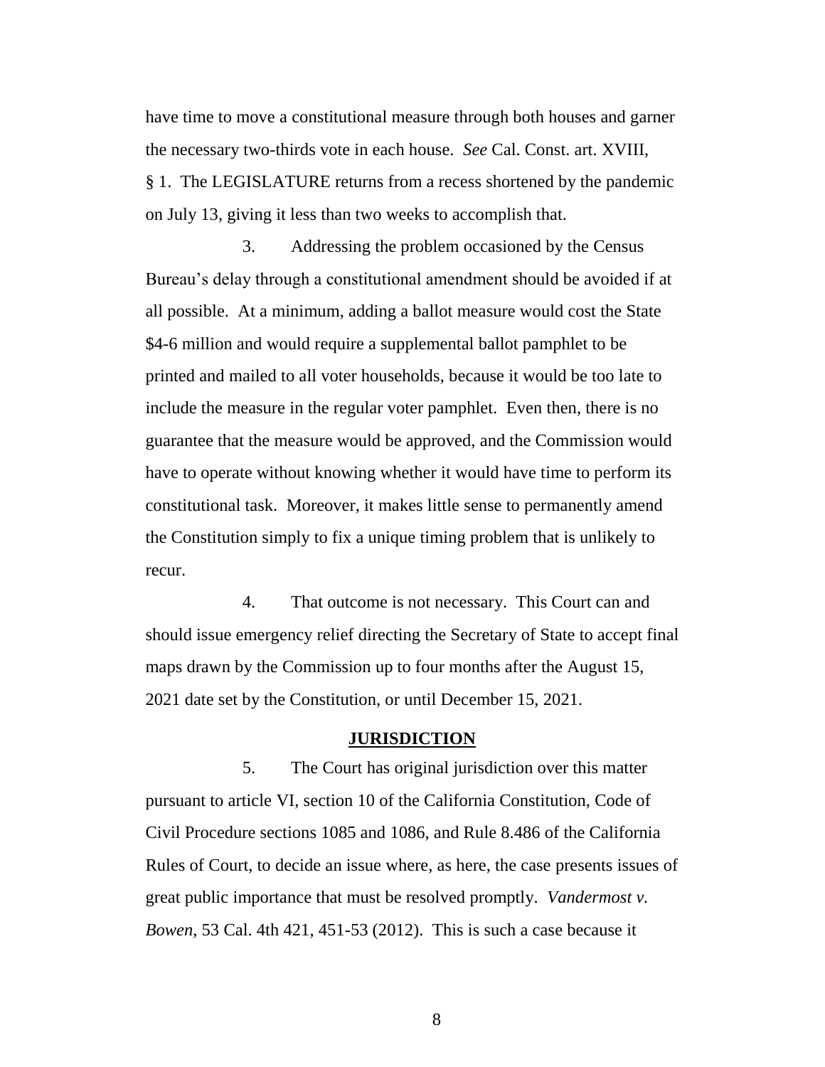have time to move a constitutional measure through both houses and garner the necessary two-thirds vote in each house. *See* Cal. Const. art. XVIII, § 1. The LEGISLATURE returns from a recess shortened by the pandemic on July 13, giving it less than two weeks to accomplish that.

3. Addressing the problem occasioned by the Census Bureau's delay through a constitutional amendment should be avoided if at all possible. At a minimum, adding a ballot measure would cost the State $4-6 million and would require a supplemental ballot pamphlet to be printed and mailed to all voter households, because it would be too late to include the measure in the regular voter pamphlet. Even then, there is no guarantee that the measure would be approved, and the Commission would have to operate without knowing whether it would have time to perform its constitutional task. Moreover, it makes little sense to permanently amend the Constitution simply to fix a unique timing problem that is unlikely to recur.

4. That outcome is not necessary. This Court can and should issue emergency relief directing the Secretary of State to accept final maps drawn by the Commission up to four months after the August 15, 2021 date set by the Constitution, or until December 15, 2021.

## JURISDICTION

5. The Court has original jurisdiction over this matter pursuant to article VI, section 10 of the California Constitution, Code of Civil Procedure sections 1085 and 1086, and Rule 8.486 of the California Rules of Court, to decide an issue where, as here, the case presents issues of great public importance that must be resolved promptly. *Vandermost v. Bowen*, 53 Cal. 4th 421, 451-53 (2012). This is such a case because it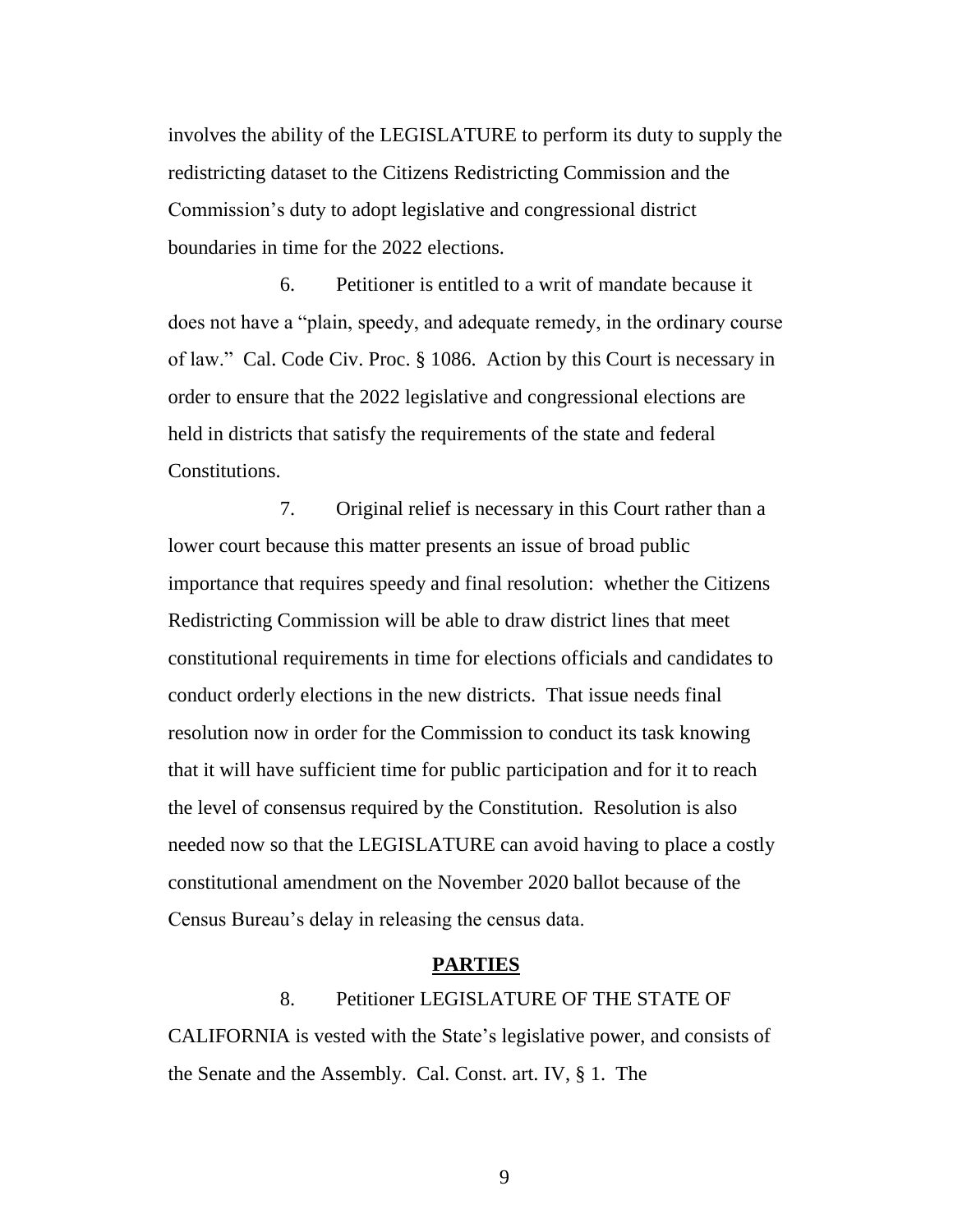involves the ability of the LEGISLATURE to perform its duty to supply the redistricting dataset to the Citizens Redistricting Commission and the Commission's duty to adopt legislative and congressional district boundaries in time for the 2022 elections.

6. Petitioner is entitled to a writ of mandate because it does not have a "plain, speedy, and adequate remedy, in the ordinary course of law." Cal. Code Civ. Proc. § 1086. Action by this Court is necessary in order to ensure that the 2022 legislative and congressional elections are held in districts that satisfy the requirements of the state and federal Constitutions.

7. Original relief is necessary in this Court rather than a lower court because this matter presents an issue of broad public importance that requires speedy and final resolution: whether the Citizens Redistricting Commission will be able to draw district lines that meet constitutional requirements in time for elections officials and candidates to conduct orderly elections in the new districts. That issue needs final resolution now in order for the Commission to conduct its task knowing that it will have sufficient time for public participation and for it to reach the level of consensus required by the Constitution. Resolution is also needed now so that the LEGISLATURE can avoid having to place a costly constitutional amendment on the November 2020 ballot because of the Census Bureau's delay in releasing the census data.

**PARTIES**

8. Petitioner LEGISLATURE OF THE STATE OF CALIFORNIA is vested with the State's legislative power, and consists of the Senate and the Assembly. Cal. Const. art. IV, § 1. The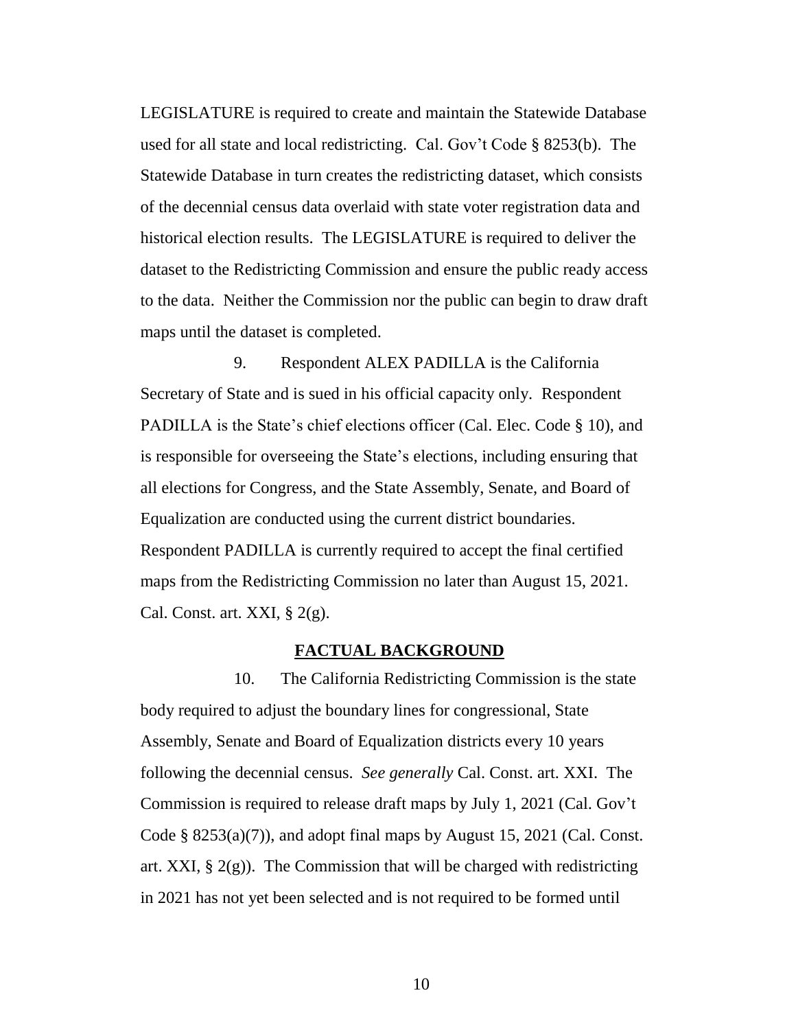LEGISLATURE is required to create and maintain the Statewide Database used for all state and local redistricting. Cal. Gov't Code § 8253(b). The Statewide Database in turn creates the redistricting dataset, which consists of the decennial census data overlaid with state voter registration data and historical election results. The LEGISLATURE is required to deliver the dataset to the Redistricting Commission and ensure the public ready access to the data. Neither the Commission nor the public can begin to draw draft maps until the dataset is completed.

9. Respondent ALEX PADILLA is the California Secretary of State and is sued in his official capacity only. Respondent PADILLA is the State's chief elections officer (Cal. Elec. Code § 10), and is responsible for overseeing the State's elections, including ensuring that all elections for Congress, and the State Assembly, Senate, and Board of Equalization are conducted using the current district boundaries. Respondent PADILLA is currently required to accept the final certified maps from the Redistricting Commission no later than August 15, 2021. Cal. Const. art. XXI, § 2(g).

## FACTUAL BACKGROUND

10. The California Redistricting Commission is the state body required to adjust the boundary lines for congressional, State Assembly, Senate and Board of Equalization districts every 10 years following the decennial census. *See generally* Cal. Const. art. XXI. The Commission is required to release draft maps by July 1, 2021 (Cal. Gov't Code § 8253(a)(7)), and adopt final maps by August 15, 2021 (Cal. Const. art. XXI, § 2(g)). The Commission that will be charged with redistricting in 2021 has not yet been selected and is not required to be formed until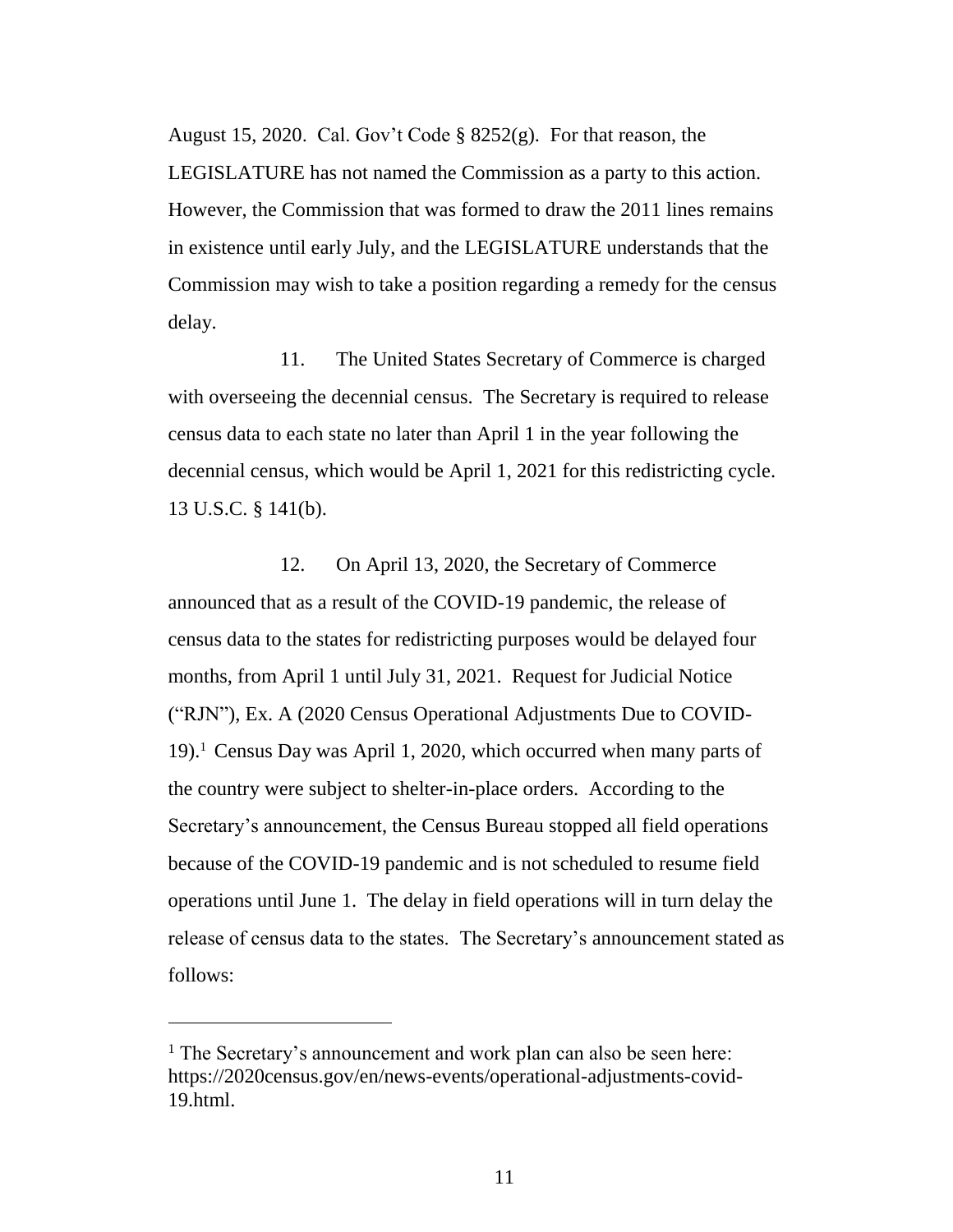August 15, 2020. Cal. Gov't Code § 8252(g). For that reason, the LEGISLATURE has not named the Commission as a party to this action. However, the Commission that was formed to draw the 2011 lines remains in existence until early July, and the LEGISLATURE understands that the Commission may wish to take a position regarding a remedy for the census delay.

11. The United States Secretary of Commerce is charged with overseeing the decennial census. The Secretary is required to release census data to each state no later than April 1 in the year following the decennial census, which would be April 1, 2021 for this redistricting cycle. 13 U.S.C. § 141(b).

12. On April 13, 2020, the Secretary of Commerce announced that as a result of the COVID-19 pandemic, the release of census data to the states for redistricting purposes would be delayed four months, from April 1 until July 31, 2021. Request for Judicial Notice ("RJN"), Ex. A (2020 Census Operational Adjustments Due to COVID-19).[1] Census Day was April 1, 2020, which occurred when many parts of the country were subject to shelter-in-place orders. According to the Secretary's announcement, the Census Bureau stopped all field operations because of the COVID-19 pandemic and is not scheduled to resume field operations until June 1. The delay in field operations will in turn delay the release of census data to the states. The Secretary's announcement stated as follows:

[1] The Secretary's announcement and work plan can also be seen here: https://2020census.gov/en/news-events/operational-adjustments-covid-19.html.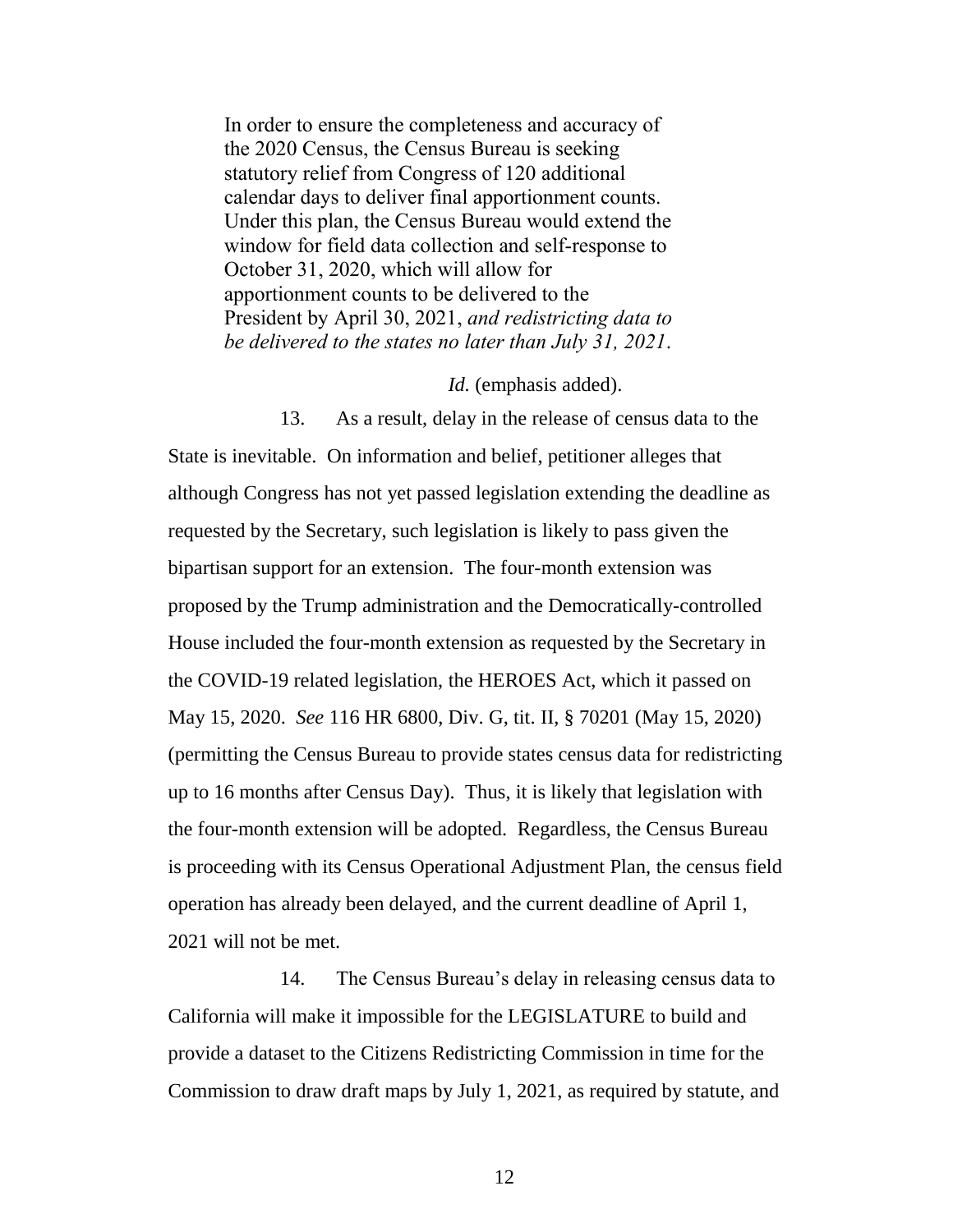> In order to ensure the completeness and accuracy of the 2020 Census, the Census Bureau is seeking statutory relief from Congress of 120 additional calendar days to deliver final apportionment counts. Under this plan, the Census Bureau would extend the window for field data collection and self-response to October 31, 2020, which will allow for apportionment counts to be delivered to the President by April 30, 2021, *and redistricting data to be delivered to the states no later than July 31, 2021*.

*Id.* (emphasis added).

13. As a result, delay in the release of census data to the State is inevitable. On information and belief, petitioner alleges that although Congress has not yet passed legislation extending the deadline as requested by the Secretary, such legislation is likely to pass given the bipartisan support for an extension. The four-month extension was proposed by the Trump administration and the Democratically-controlled House included the four-month extension as requested by the Secretary in the COVID-19 related legislation, the HEROES Act, which it passed on May 15, 2020. *See* 116 HR 6800, Div. G, tit. II, § 70201 (May 15, 2020) (permitting the Census Bureau to provide states census data for redistricting up to 16 months after Census Day). Thus, it is likely that legislation with the four-month extension will be adopted. Regardless, the Census Bureau is proceeding with its Census Operational Adjustment Plan, the census field operation has already been delayed, and the current deadline of April 1, 2021 will not be met.

14. The Census Bureau's delay in releasing census data to California will make it impossible for the LEGISLATURE to build and provide a dataset to the Citizens Redistricting Commission in time for the Commission to draw draft maps by July 1, 2021, as required by statute, and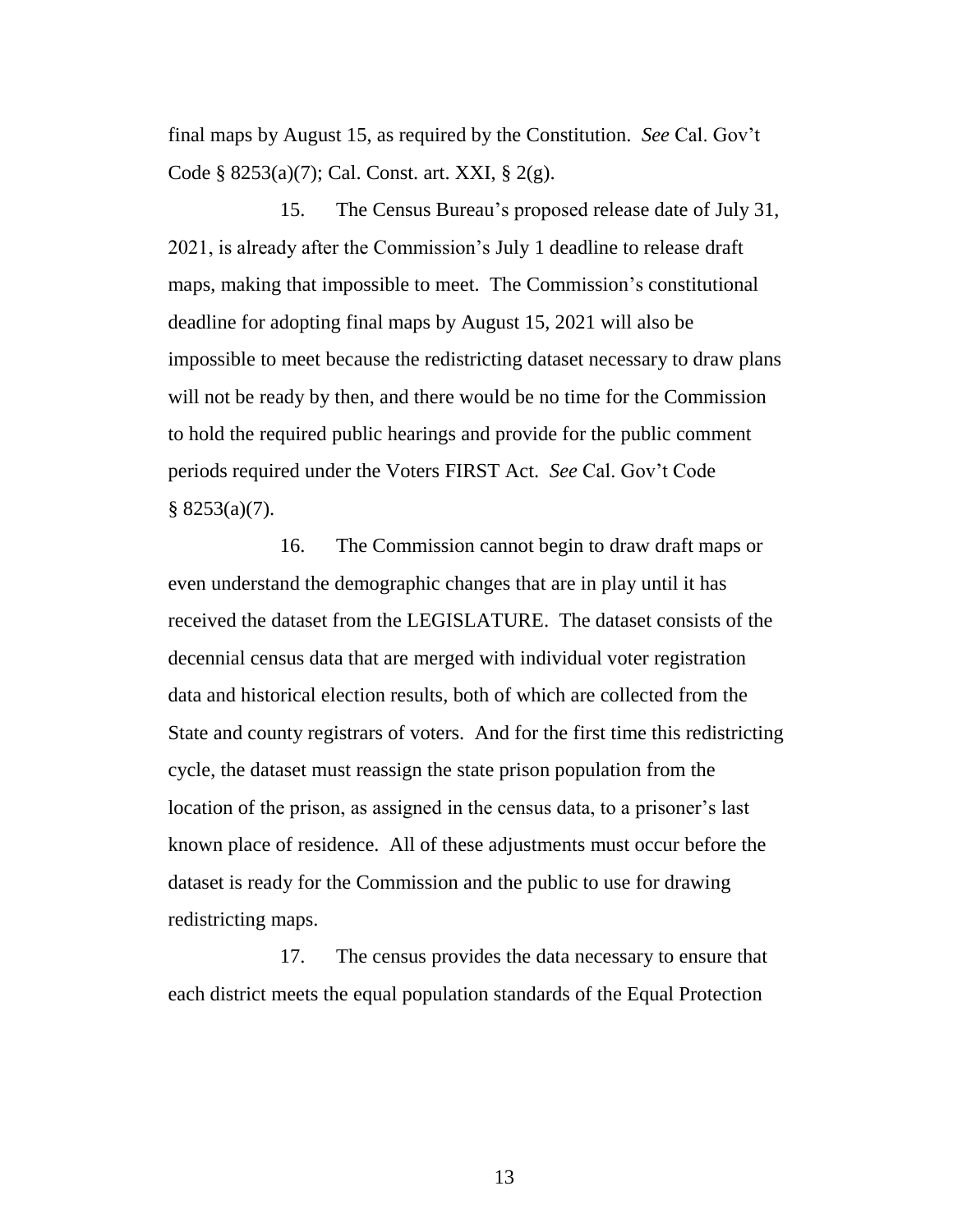final maps by August 15, as required by the Constitution. *See* Cal. Gov't Code § 8253(a)(7); Cal. Const. art. XXI, § 2(g).

15. The Census Bureau's proposed release date of July 31, 2021, is already after the Commission's July 1 deadline to release draft maps, making that impossible to meet. The Commission's constitutional deadline for adopting final maps by August 15, 2021 will also be impossible to meet because the redistricting dataset necessary to draw plans will not be ready by then, and there would be no time for the Commission to hold the required public hearings and provide for the public comment periods required under the Voters FIRST Act. *See* Cal. Gov't Code § 8253(a)(7).

16. The Commission cannot begin to draw draft maps or even understand the demographic changes that are in play until it has received the dataset from the LEGISLATURE. The dataset consists of the decennial census data that are merged with individual voter registration data and historical election results, both of which are collected from the State and county registrars of voters. And for the first time this redistricting cycle, the dataset must reassign the state prison population from the location of the prison, as assigned in the census data, to a prisoner's last known place of residence. All of these adjustments must occur before the dataset is ready for the Commission and the public to use for drawing redistricting maps.

17. The census provides the data necessary to ensure that each district meets the equal population standards of the Equal Protection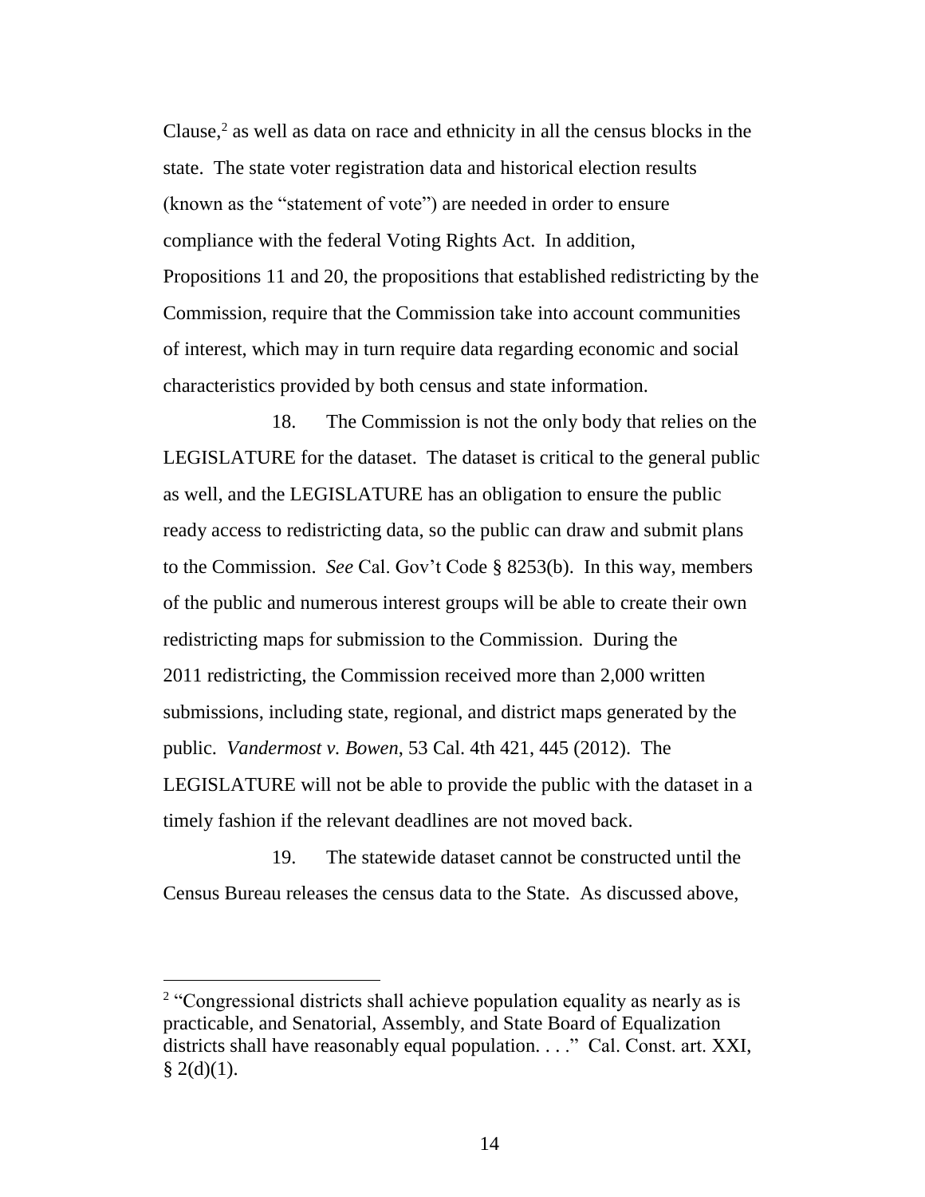Clause,[2] as well as data on race and ethnicity in all the census blocks in the state. The state voter registration data and historical election results (known as the "statement of vote") are needed in order to ensure compliance with the federal Voting Rights Act. In addition, Propositions 11 and 20, the propositions that established redistricting by the Commission, require that the Commission take into account communities of interest, which may in turn require data regarding economic and social characteristics provided by both census and state information.

18. The Commission is not the only body that relies on the LEGISLATURE for the dataset. The dataset is critical to the general public as well, and the LEGISLATURE has an obligation to ensure the public ready access to redistricting data, so the public can draw and submit plans to the Commission. *See* Cal. Gov't Code § 8253(b). In this way, members of the public and numerous interest groups will be able to create their own redistricting maps for submission to the Commission. During the 2011 redistricting, the Commission received more than 2,000 written submissions, including state, regional, and district maps generated by the public. *Vandermost v. Bowen*, 53 Cal. 4th 421, 445 (2012). The LEGISLATURE will not be able to provide the public with the dataset in a timely fashion if the relevant deadlines are not moved back.

19. The statewide dataset cannot be constructed until the Census Bureau releases the census data to the State. As discussed above,

---

[2] "Congressional districts shall achieve population equality as nearly as is practicable, and Senatorial, Assembly, and State Board of Equalization districts shall have reasonably equal population. . . ." Cal. Const. art. XXI, § 2(d)(1).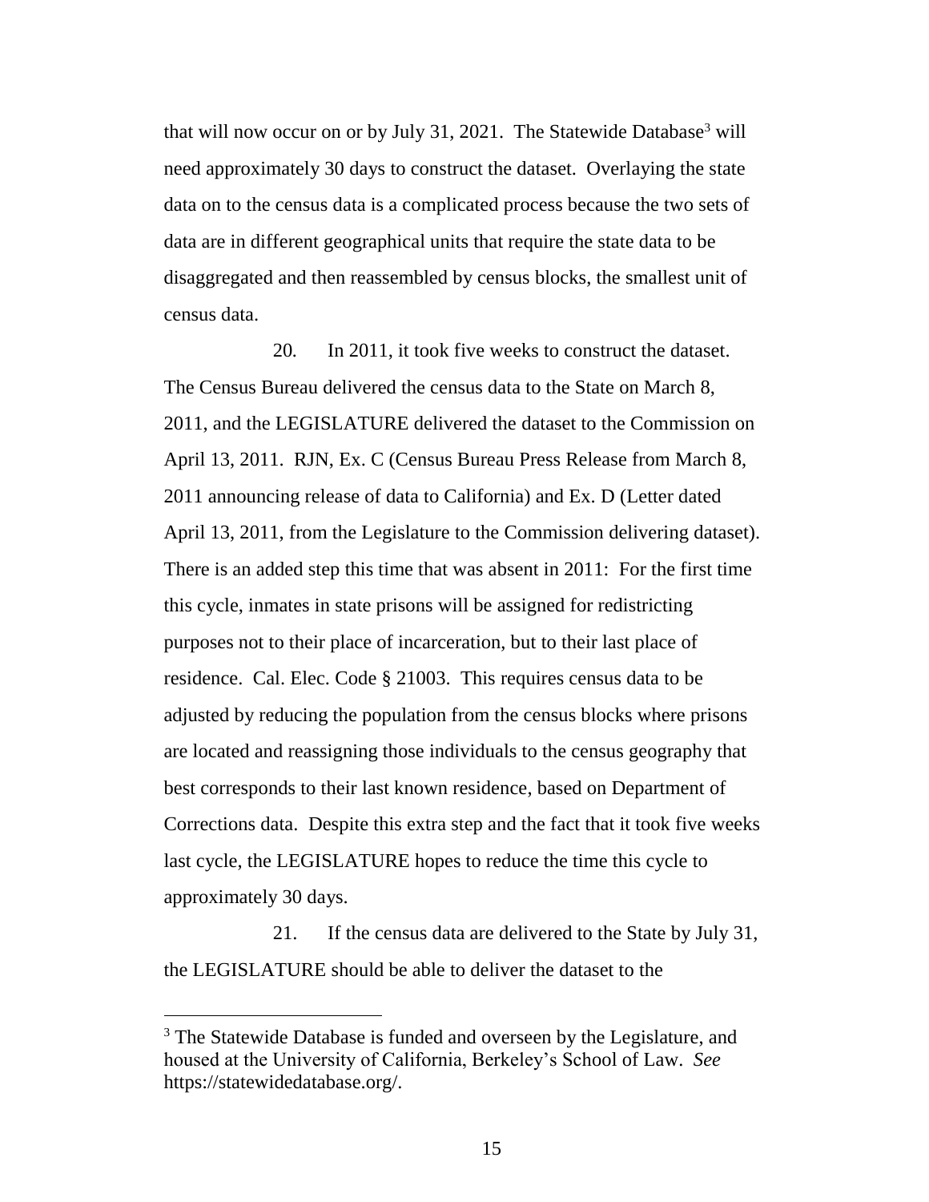that will now occur on or by July 31, 2021. The Statewide Database[3] will need approximately 30 days to construct the dataset. Overlaying the state data on to the census data is a complicated process because the two sets of data are in different geographical units that require the state data to be disaggregated and then reassembled by census blocks, the smallest unit of census data.

20. In 2011, it took five weeks to construct the dataset. The Census Bureau delivered the census data to the State on March 8, 2011, and the LEGISLATURE delivered the dataset to the Commission on April 13, 2011. RJN, Ex. C (Census Bureau Press Release from March 8, 2011 announcing release of data to California) and Ex. D (Letter dated April 13, 2011, from the Legislature to the Commission delivering dataset). There is an added step this time that was absent in 2011: For the first time this cycle, inmates in state prisons will be assigned for redistricting purposes not to their place of incarceration, but to their last place of residence. Cal. Elec. Code § 21003. This requires census data to be adjusted by reducing the population from the census blocks where prisons are located and reassigning those individuals to the census geography that best corresponds to their last known residence, based on Department of Corrections data. Despite this extra step and the fact that it took five weeks last cycle, the LEGISLATURE hopes to reduce the time this cycle to approximately 30 days.

21. If the census data are delivered to the State by July 31, the LEGISLATURE should be able to deliver the dataset to the

[3] The Statewide Database is funded and overseen by the Legislature, and housed at the University of California, Berkeley's School of Law. *See* https://statewidedatabase.org/.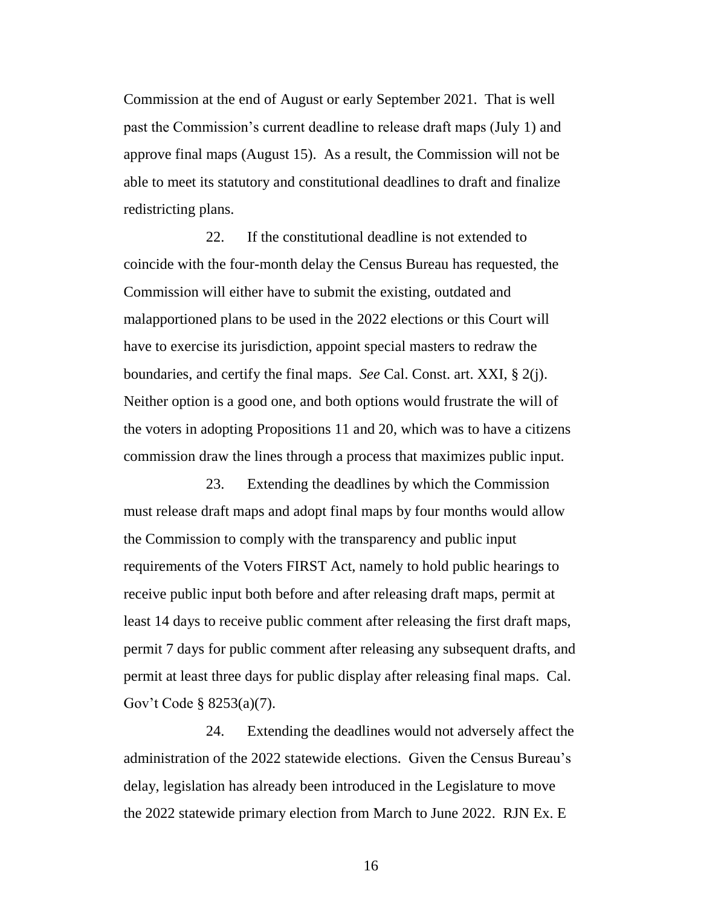Commission at the end of August or early September 2021. That is well past the Commission's current deadline to release draft maps (July 1) and approve final maps (August 15). As a result, the Commission will not be able to meet its statutory and constitutional deadlines to draft and finalize redistricting plans.

22. If the constitutional deadline is not extended to coincide with the four-month delay the Census Bureau has requested, the Commission will either have to submit the existing, outdated and malapportioned plans to be used in the 2022 elections or this Court will have to exercise its jurisdiction, appoint special masters to redraw the boundaries, and certify the final maps. *See* Cal. Const. art. XXI, § 2(j). Neither option is a good one, and both options would frustrate the will of the voters in adopting Propositions 11 and 20, which was to have a citizens commission draw the lines through a process that maximizes public input.

23. Extending the deadlines by which the Commission must release draft maps and adopt final maps by four months would allow the Commission to comply with the transparency and public input requirements of the Voters FIRST Act, namely to hold public hearings to receive public input both before and after releasing draft maps, permit at least 14 days to receive public comment after releasing the first draft maps, permit 7 days for public comment after releasing any subsequent drafts, and permit at least three days for public display after releasing final maps. Cal. Gov't Code § 8253(a)(7).

24. Extending the deadlines would not adversely affect the administration of the 2022 statewide elections. Given the Census Bureau's delay, legislation has already been introduced in the Legislature to move the 2022 statewide primary election from March to June 2022. RJN Ex. E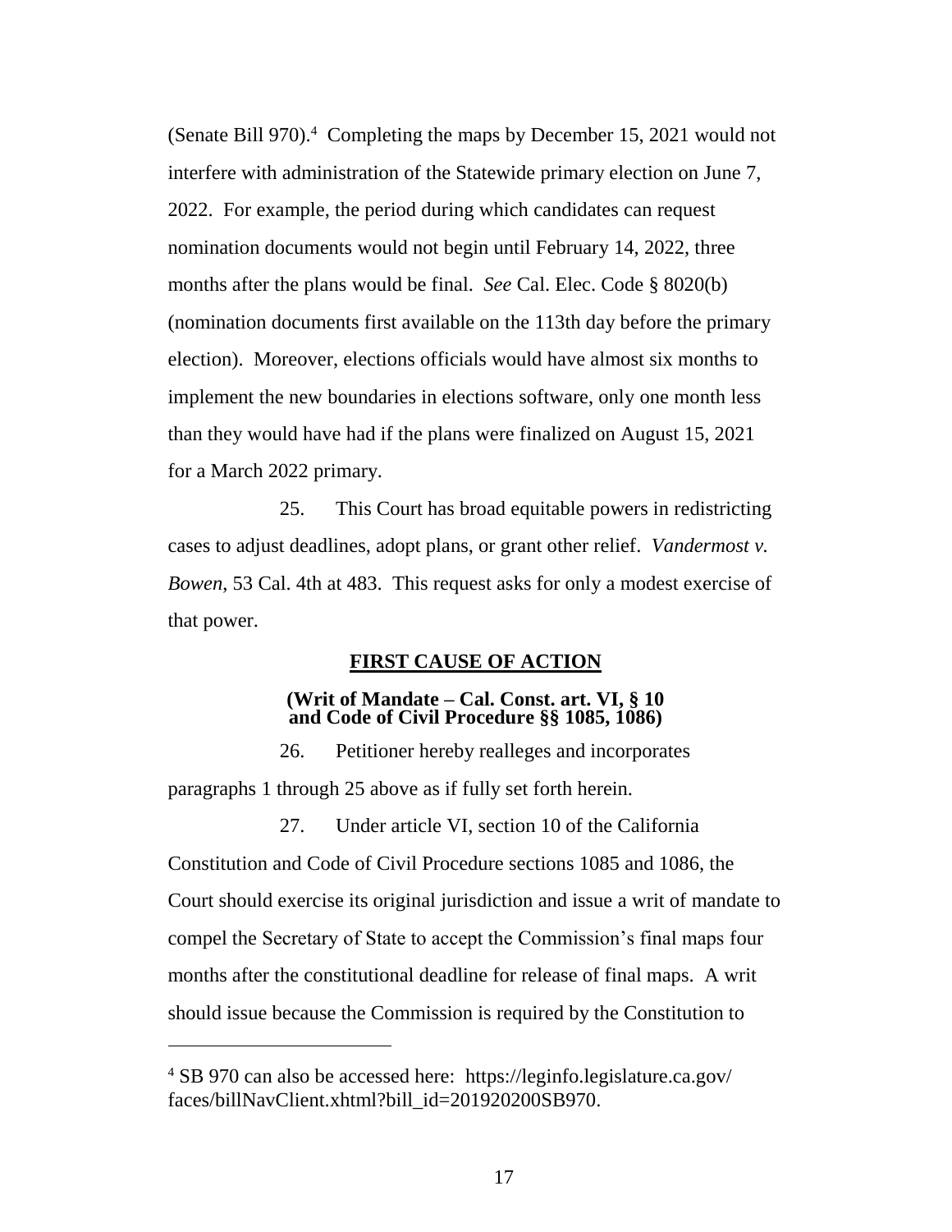(Senate Bill 970).[4] Completing the maps by December 15, 2021 would not interfere with administration of the Statewide primary election on June 7, 2022. For example, the period during which candidates can request nomination documents would not begin until February 14, 2022, three months after the plans would be final. *See* Cal. Elec. Code § 8020(b) (nomination documents first available on the 113th day before the primary election). Moreover, elections officials would have almost six months to implement the new boundaries in elections software, only one month less than they would have had if the plans were finalized on August 15, 2021 for a March 2022 primary.

25. This Court has broad equitable powers in redistricting cases to adjust deadlines, adopt plans, or grant other relief. *Vandermost v. Bowen*, 53 Cal. 4th at 483. This request asks for only a modest exercise of that power.

## FIRST CAUSE OF ACTION

### (Writ of Mandate – Cal. Const. art. VI, § 10 and Code of Civil Procedure §§ 1085, 1086)

26. Petitioner hereby realleges and incorporates paragraphs 1 through 25 above as if fully set forth herein.

27. Under article VI, section 10 of the California Constitution and Code of Civil Procedure sections 1085 and 1086, the Court should exercise its original jurisdiction and issue a writ of mandate to compel the Secretary of State to accept the Commission's final maps four months after the constitutional deadline for release of final maps. A writ should issue because the Commission is required by the Constitution to

---

[4] SB 970 can also be accessed here: https://leginfo.legislature.ca.gov/faces/billNavClient.xhtml?bill_id=201920200SB970.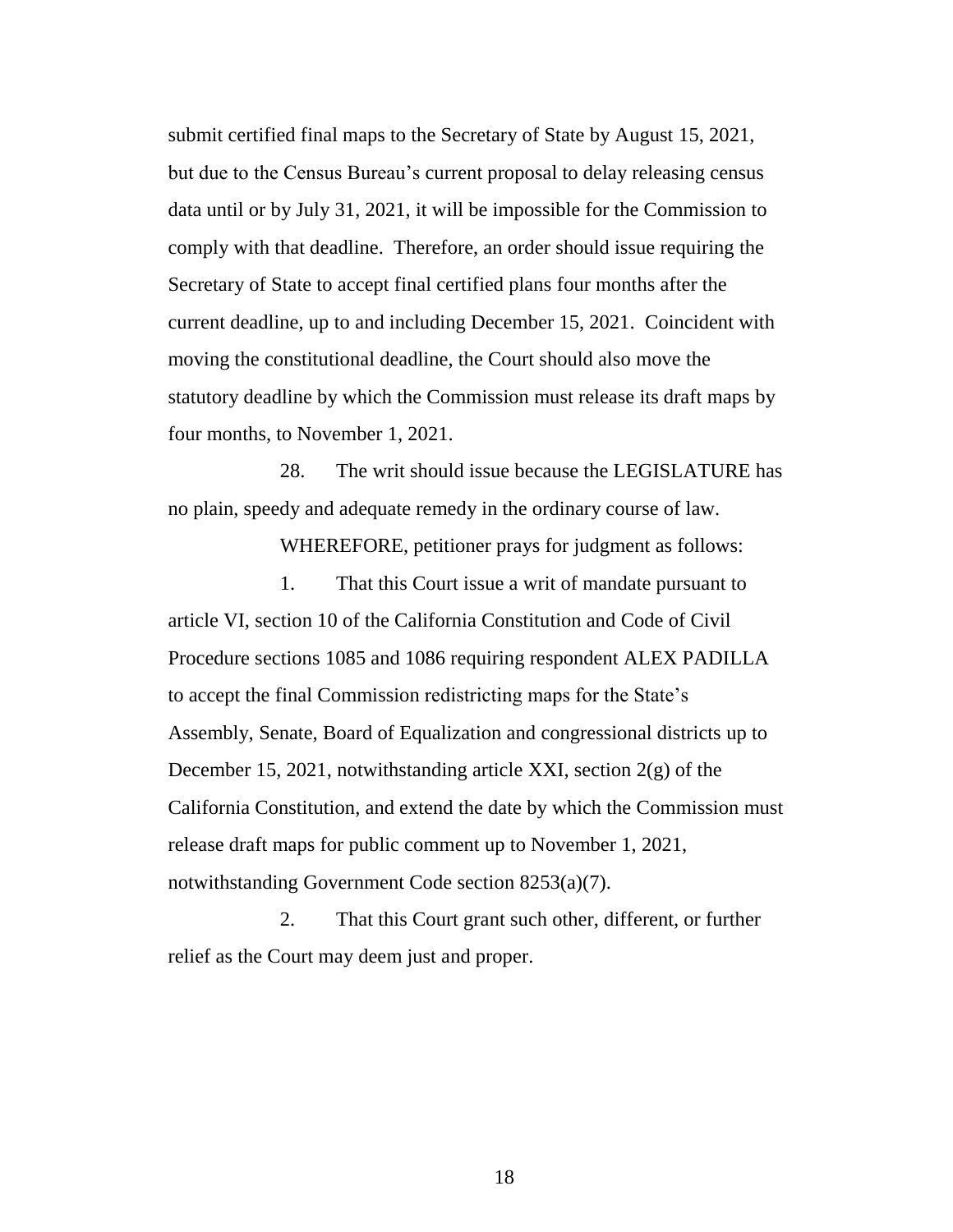submit certified final maps to the Secretary of State by August 15, 2021, but due to the Census Bureau's current proposal to delay releasing census data until or by July 31, 2021, it will be impossible for the Commission to comply with that deadline. Therefore, an order should issue requiring the Secretary of State to accept final certified plans four months after the current deadline, up to and including December 15, 2021. Coincident with moving the constitutional deadline, the Court should also move the statutory deadline by which the Commission must release its draft maps by four months, to November 1, 2021.

28. The writ should issue because the LEGISLATURE has no plain, speedy and adequate remedy in the ordinary course of law.

WHEREFORE, petitioner prays for judgment as follows:

1. That this Court issue a writ of mandate pursuant to article VI, section 10 of the California Constitution and Code of Civil Procedure sections 1085 and 1086 requiring respondent ALEX PADILLA to accept the final Commission redistricting maps for the State's Assembly, Senate, Board of Equalization and congressional districts up to December 15, 2021, notwithstanding article XXI, section 2(g) of the California Constitution, and extend the date by which the Commission must release draft maps for public comment up to November 1, 2021, notwithstanding Government Code section 8253(a)(7).

2. That this Court grant such other, different, or further relief as the Court may deem just and proper.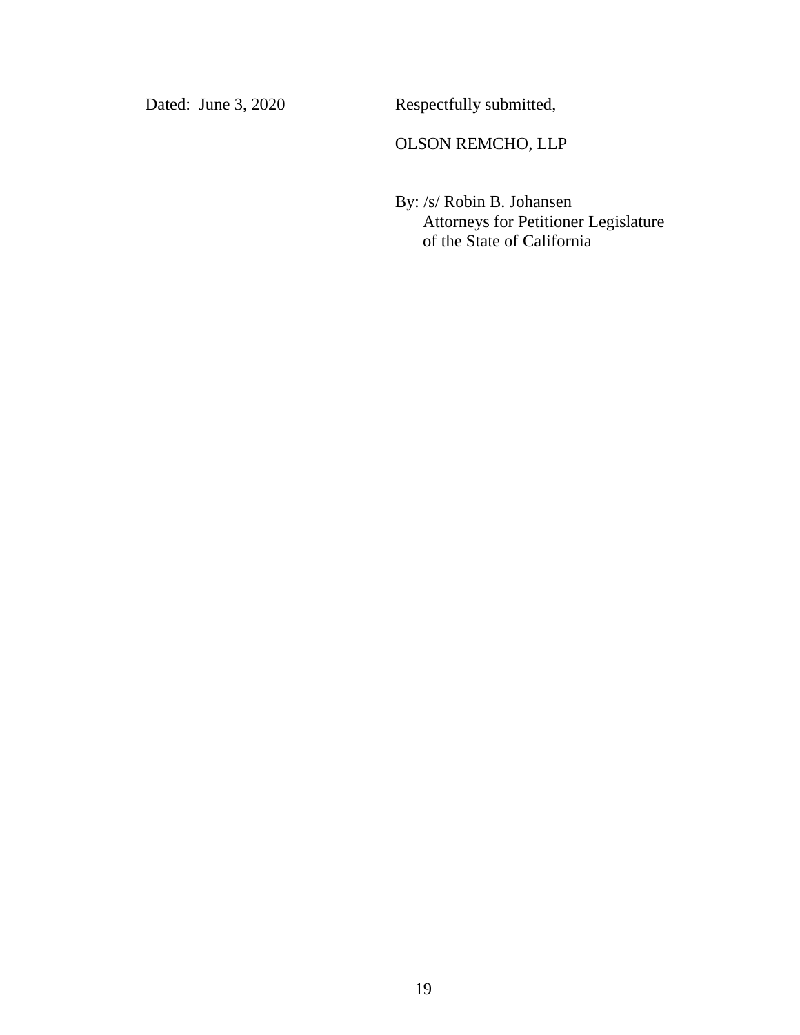Dated: June 3, 2020

Respectfully submitted,

OLSON REMCHO, LLP

By: /s/ Robin B. Johansen
Attorneys for Petitioner Legislature of the State of California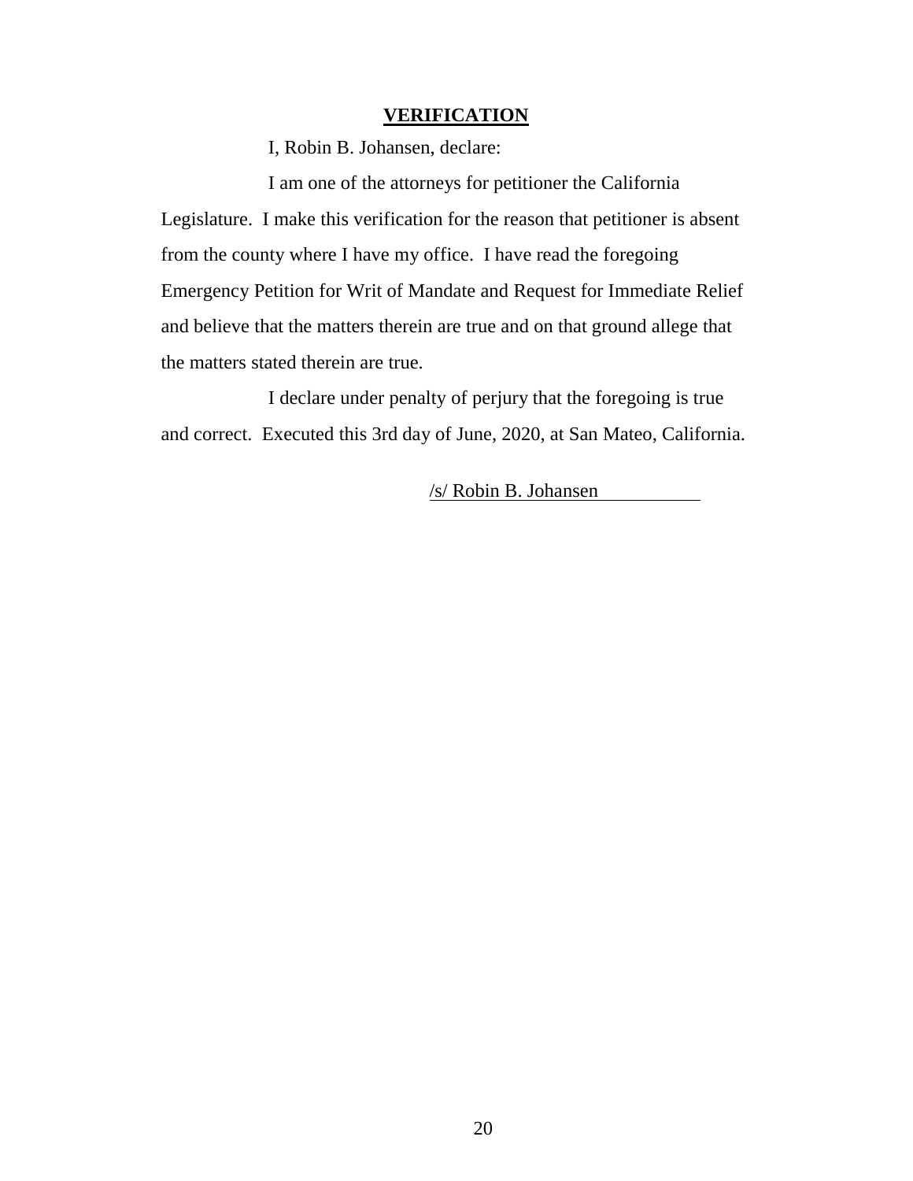## VERIFICATION

I, Robin B. Johansen, declare:

I am one of the attorneys for petitioner the California Legislature. I make this verification for the reason that petitioner is absent from the county where I have my office. I have read the foregoing Emergency Petition for Writ of Mandate and Request for Immediate Relief and believe that the matters therein are true and on that ground allege that the matters stated therein are true.

I declare under penalty of perjury that the foregoing is true and correct. Executed this 3rd day of June, 2020, at San Mateo, California.

/s/ Robin B. Johansen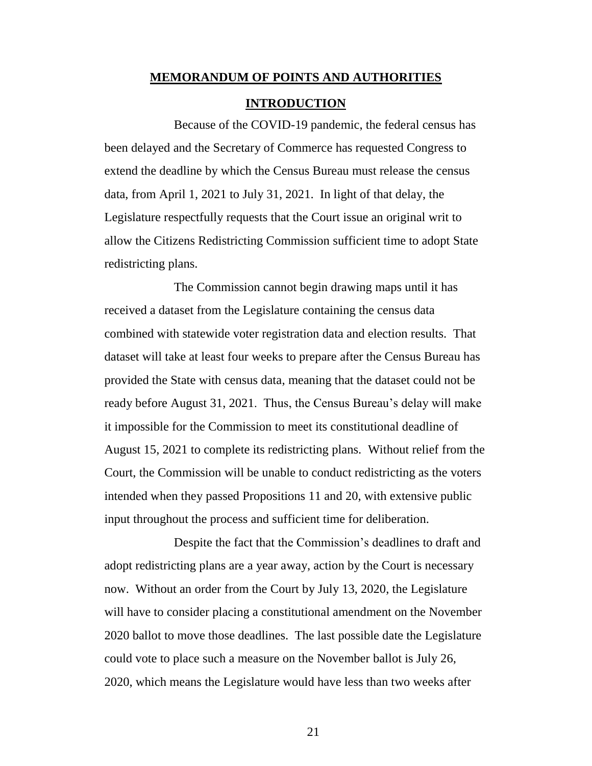## MEMORANDUM OF POINTS AND AUTHORITIES

### INTRODUCTION

Because of the COVID-19 pandemic, the federal census has been delayed and the Secretary of Commerce has requested Congress to extend the deadline by which the Census Bureau must release the census data, from April 1, 2021 to July 31, 2021. In light of that delay, the Legislature respectfully requests that the Court issue an original writ to allow the Citizens Redistricting Commission sufficient time to adopt State redistricting plans.

The Commission cannot begin drawing maps until it has received a dataset from the Legislature containing the census data combined with statewide voter registration data and election results. That dataset will take at least four weeks to prepare after the Census Bureau has provided the State with census data, meaning that the dataset could not be ready before August 31, 2021. Thus, the Census Bureau's delay will make it impossible for the Commission to meet its constitutional deadline of August 15, 2021 to complete its redistricting plans. Without relief from the Court, the Commission will be unable to conduct redistricting as the voters intended when they passed Propositions 11 and 20, with extensive public input throughout the process and sufficient time for deliberation.

Despite the fact that the Commission's deadlines to draft and adopt redistricting plans are a year away, action by the Court is necessary now. Without an order from the Court by July 13, 2020, the Legislature will have to consider placing a constitutional amendment on the November 2020 ballot to move those deadlines. The last possible date the Legislature could vote to place such a measure on the November ballot is July 26, 2020, which means the Legislature would have less than two weeks after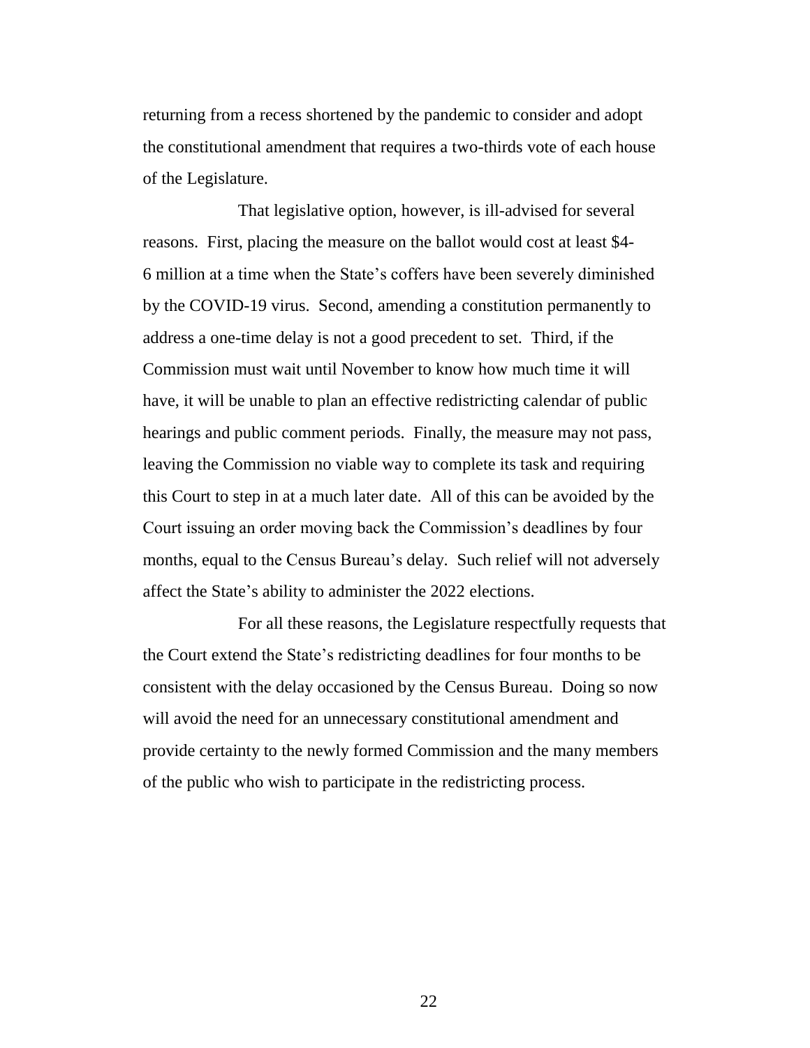returning from a recess shortened by the pandemic to consider and adopt the constitutional amendment that requires a two-thirds vote of each house of the Legislature.

That legislative option, however, is ill-advised for several reasons. First, placing the measure on the ballot would cost at least $4-6 million at a time when the State's coffers have been severely diminished by the COVID-19 virus. Second, amending a constitution permanently to address a one-time delay is not a good precedent to set. Third, if the Commission must wait until November to know how much time it will have, it will be unable to plan an effective redistricting calendar of public hearings and public comment periods. Finally, the measure may not pass, leaving the Commission no viable way to complete its task and requiring this Court to step in at a much later date. All of this can be avoided by the Court issuing an order moving back the Commission's deadlines by four months, equal to the Census Bureau's delay. Such relief will not adversely affect the State's ability to administer the 2022 elections.

For all these reasons, the Legislature respectfully requests that the Court extend the State's redistricting deadlines for four months to be consistent with the delay occasioned by the Census Bureau. Doing so now will avoid the need for an unnecessary constitutional amendment and provide certainty to the newly formed Commission and the many members of the public who wish to participate in the redistricting process.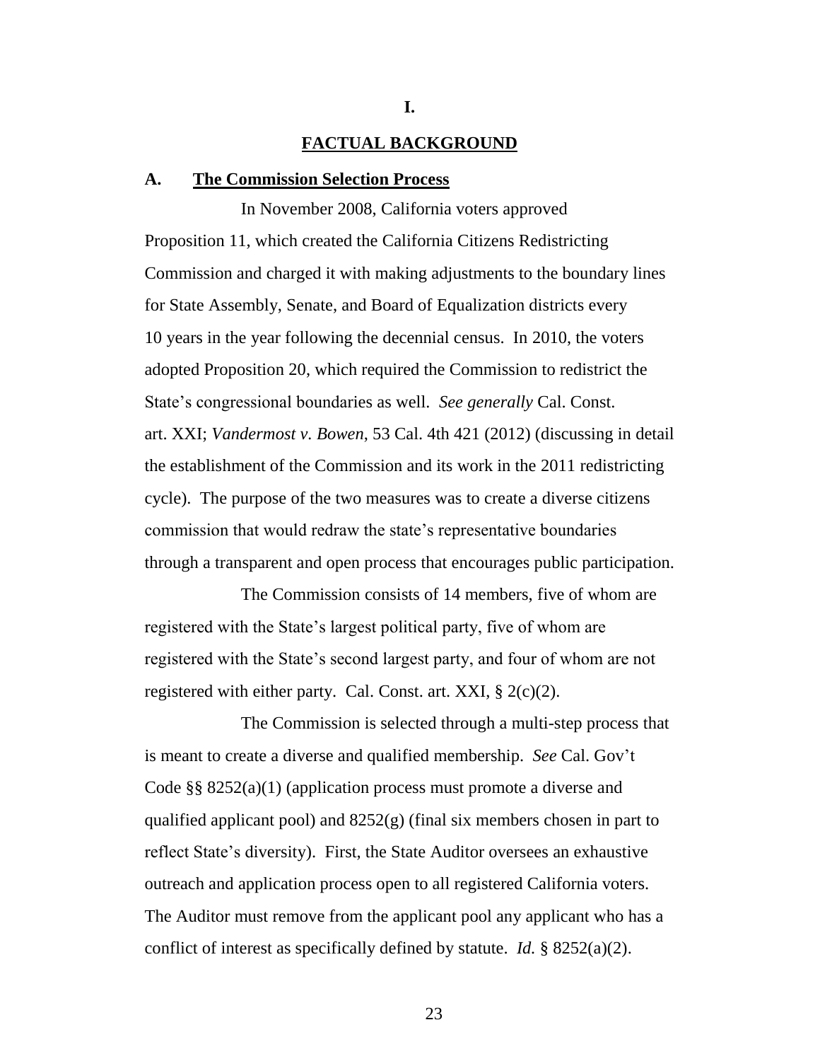# I.

# FACTUAL BACKGROUND

## A. The Commission Selection Process

In November 2008, California voters approved Proposition 11, which created the California Citizens Redistricting Commission and charged it with making adjustments to the boundary lines for State Assembly, Senate, and Board of Equalization districts every 10 years in the year following the decennial census. In 2010, the voters adopted Proposition 20, which required the Commission to redistrict the State's congressional boundaries as well. *See generally* Cal. Const. art. XXI; *Vandermost v. Bowen*, 53 Cal. 4th 421 (2012) (discussing in detail the establishment of the Commission and its work in the 2011 redistricting cycle). The purpose of the two measures was to create a diverse citizens commission that would redraw the state's representative boundaries through a transparent and open process that encourages public participation.

The Commission consists of 14 members, five of whom are registered with the State's largest political party, five of whom are registered with the State's second largest party, and four of whom are not registered with either party. Cal. Const. art. XXI, § 2(c)(2).

The Commission is selected through a multi-step process that is meant to create a diverse and qualified membership. *See* Cal. Gov't Code §§ 8252(a)(1) (application process must promote a diverse and qualified applicant pool) and 8252(g) (final six members chosen in part to reflect State's diversity). First, the State Auditor oversees an exhaustive outreach and application process open to all registered California voters. The Auditor must remove from the applicant pool any applicant who has a conflict of interest as specifically defined by statute. *Id.* § 8252(a)(2).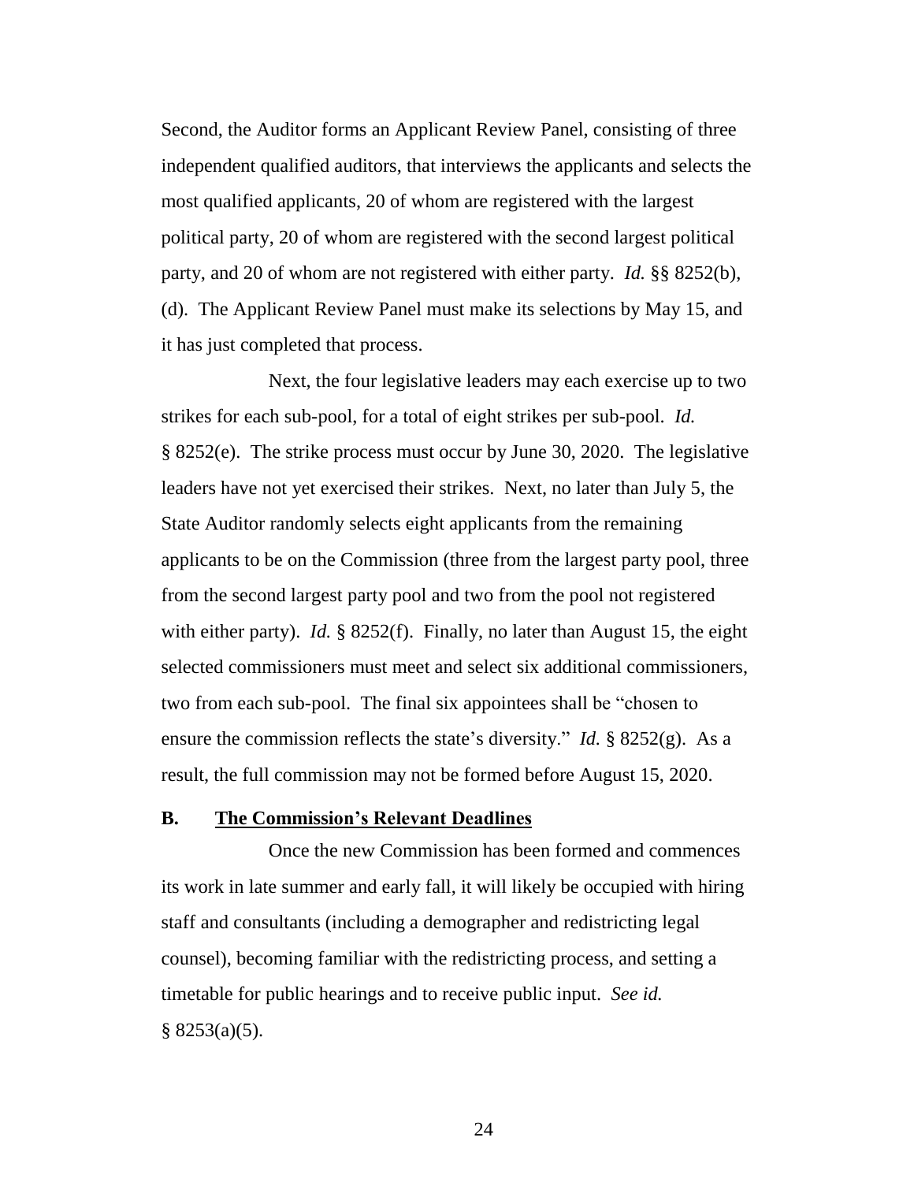Second, the Auditor forms an Applicant Review Panel, consisting of three independent qualified auditors, that interviews the applicants and selects the most qualified applicants, 20 of whom are registered with the largest political party, 20 of whom are registered with the second largest political party, and 20 of whom are not registered with either party. *Id.* §§ 8252(b), (d). The Applicant Review Panel must make its selections by May 15, and it has just completed that process.

Next, the four legislative leaders may each exercise up to two strikes for each sub-pool, for a total of eight strikes per sub-pool. *Id.* § 8252(e). The strike process must occur by June 30, 2020. The legislative leaders have not yet exercised their strikes. Next, no later than July 5, the State Auditor randomly selects eight applicants from the remaining applicants to be on the Commission (three from the largest party pool, three from the second largest party pool and two from the pool not registered with either party). *Id.* § 8252(f). Finally, no later than August 15, the eight selected commissioners must meet and select six additional commissioners, two from each sub-pool. The final six appointees shall be "chosen to ensure the commission reflects the state's diversity." *Id.* § 8252(g). As a result, the full commission may not be formed before August 15, 2020.

### B. The Commission's Relevant Deadlines

Once the new Commission has been formed and commences its work in late summer and early fall, it will likely be occupied with hiring staff and consultants (including a demographer and redistricting legal counsel), becoming familiar with the redistricting process, and setting a timetable for public hearings and to receive public input. *See id.* § 8253(a)(5).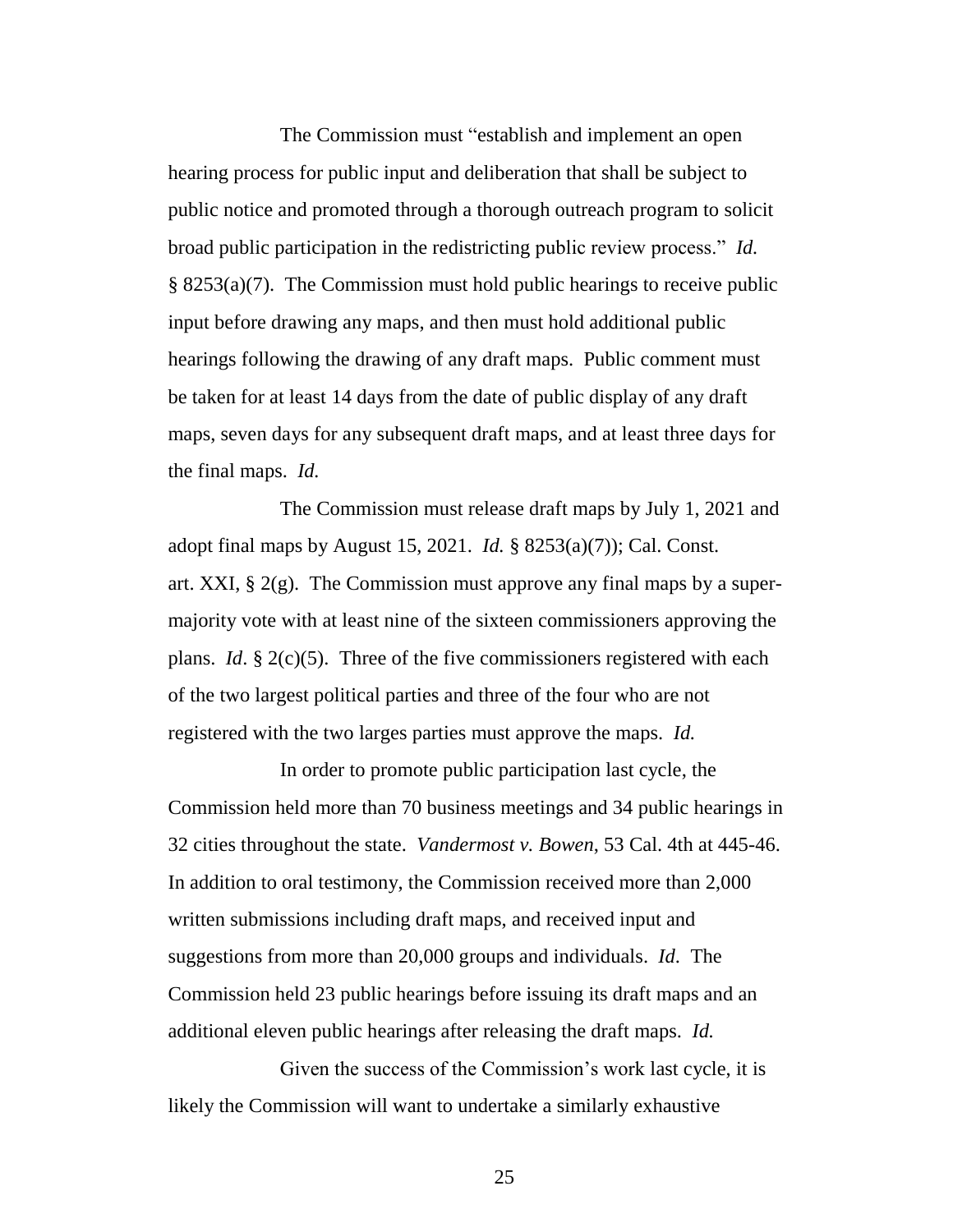The Commission must "establish and implement an open hearing process for public input and deliberation that shall be subject to public notice and promoted through a thorough outreach program to solicit broad public participation in the redistricting public review process." *Id.* § 8253(a)(7). The Commission must hold public hearings to receive public input before drawing any maps, and then must hold additional public hearings following the drawing of any draft maps. Public comment must be taken for at least 14 days from the date of public display of any draft maps, seven days for any subsequent draft maps, and at least three days for the final maps. *Id.*

The Commission must release draft maps by July 1, 2021 and adopt final maps by August 15, 2021. *Id.* § 8253(a)(7)); Cal. Const. art. XXI, § 2(g). The Commission must approve any final maps by a super-majority vote with at least nine of the sixteen commissioners approving the plans. *Id*. § 2(c)(5). Three of the five commissioners registered with each of the two largest political parties and three of the four who are not registered with the two larges parties must approve the maps. *Id.*

In order to promote public participation last cycle, the Commission held more than 70 business meetings and 34 public hearings in 32 cities throughout the state. *Vandermost v. Bowen*, 53 Cal. 4th at 445-46. In addition to oral testimony, the Commission received more than 2,000 written submissions including draft maps, and received input and suggestions from more than 20,000 groups and individuals. *Id*. The Commission held 23 public hearings before issuing its draft maps and an additional eleven public hearings after releasing the draft maps. *Id.*

Given the success of the Commission's work last cycle, it is likely the Commission will want to undertake a similarly exhaustive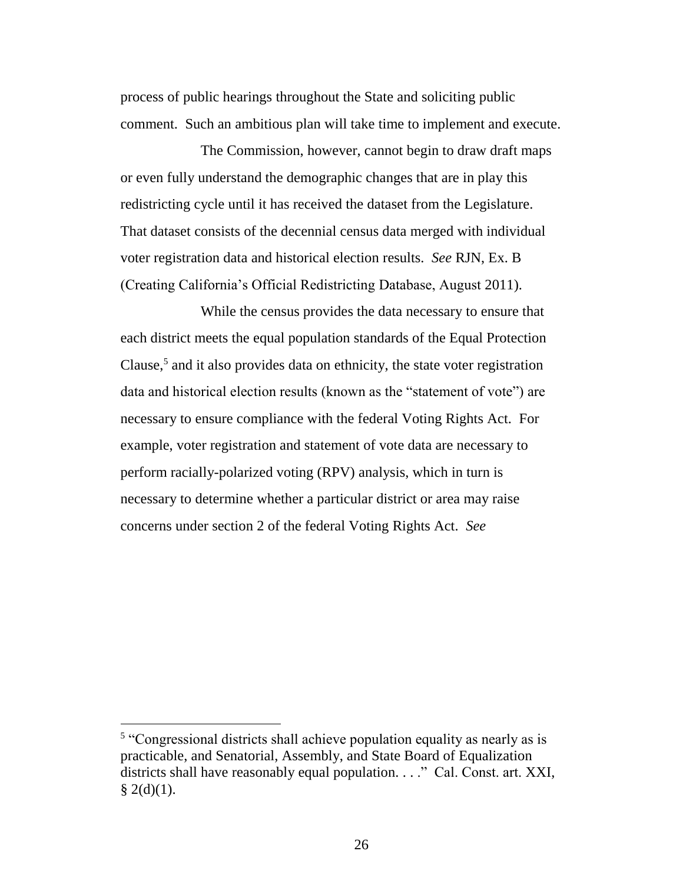process of public hearings throughout the State and soliciting public comment. Such an ambitious plan will take time to implement and execute.

The Commission, however, cannot begin to draw draft maps or even fully understand the demographic changes that are in play this redistricting cycle until it has received the dataset from the Legislature. That dataset consists of the decennial census data merged with individual voter registration data and historical election results. *See* RJN, Ex. B (Creating California's Official Redistricting Database, August 2011).

While the census provides the data necessary to ensure that each district meets the equal population standards of the Equal Protection Clause,[5] and it also provides data on ethnicity, the state voter registration data and historical election results (known as the "statement of vote") are necessary to ensure compliance with the federal Voting Rights Act. For example, voter registration and statement of vote data are necessary to perform racially-polarized voting (RPV) analysis, which in turn is necessary to determine whether a particular district or area may raise concerns under section 2 of the federal Voting Rights Act. *See*

---

[5] "Congressional districts shall achieve population equality as nearly as is practicable, and Senatorial, Assembly, and State Board of Equalization districts shall have reasonably equal population. . . ." Cal. Const. art. XXI, § 2(d)(1).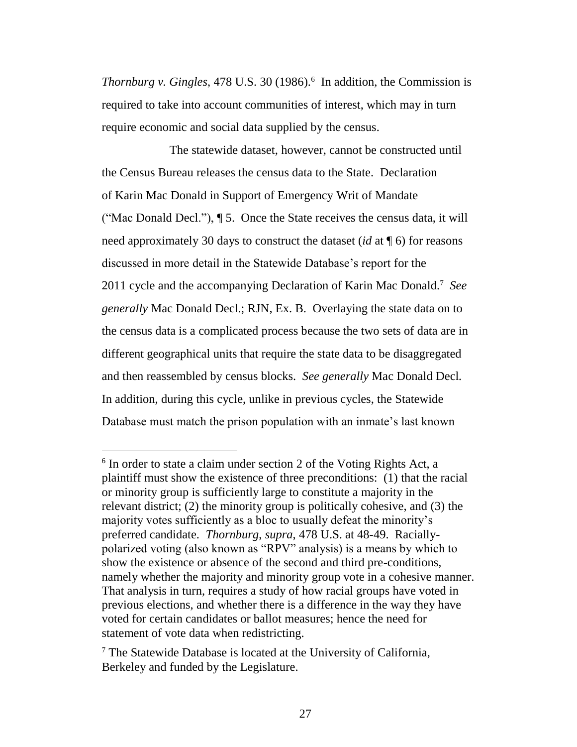*Thornburg v. Gingles*, 478 U.S. 30 (1986).[6] In addition, the Commission is required to take into account communities of interest, which may in turn require economic and social data supplied by the census.

The statewide dataset, however, cannot be constructed until the Census Bureau releases the census data to the State. Declaration of Karin Mac Donald in Support of Emergency Writ of Mandate ("Mac Donald Decl."), ¶ 5. Once the State receives the census data, it will need approximately 30 days to construct the dataset (*id* at ¶ 6) for reasons discussed in more detail in the Statewide Database's report for the 2011 cycle and the accompanying Declaration of Karin Mac Donald.[7] *See generally* Mac Donald Decl.; RJN, Ex. B. Overlaying the state data on to the census data is a complicated process because the two sets of data are in different geographical units that require the state data to be disaggregated and then reassembled by census blocks. *See generally* Mac Donald Decl. In addition, during this cycle, unlike in previous cycles, the Statewide Database must match the prison population with an inmate's last known

---

[6] In order to state a claim under section 2 of the Voting Rights Act, a plaintiff must show the existence of three preconditions: (1) that the racial or minority group is sufficiently large to constitute a majority in the relevant district; (2) the minority group is politically cohesive, and (3) the majority votes sufficiently as a bloc to usually defeat the minority's preferred candidate. *Thornburg, supra*, 478 U.S. at 48-49. Racially-polarized voting (also known as "RPV" analysis) is a means by which to show the existence or absence of the second and third pre-conditions, namely whether the majority and minority group vote in a cohesive manner. That analysis in turn, requires a study of how racial groups have voted in previous elections, and whether there is a difference in the way they have voted for certain candidates or ballot measures; hence the need for statement of vote data when redistricting.

[7] The Statewide Database is located at the University of California, Berkeley and funded by the Legislature.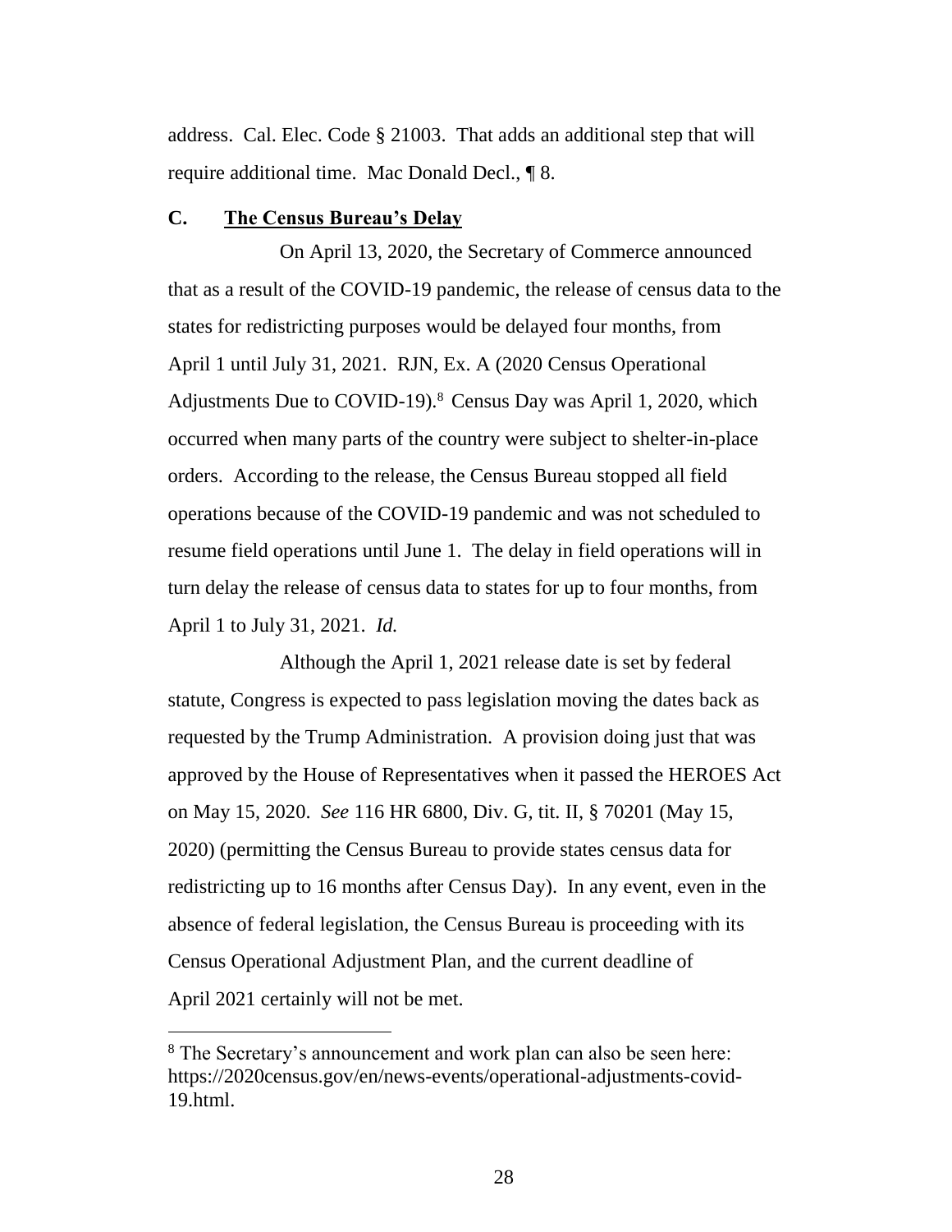address. Cal. Elec. Code § 21003. That adds an additional step that will require additional time. Mac Donald Decl., ¶ 8.

### C. <u>The Census Bureau's Delay</u>

On April 13, 2020, the Secretary of Commerce announced that as a result of the COVID-19 pandemic, the release of census data to the states for redistricting purposes would be delayed four months, from April 1 until July 31, 2021. RJN, Ex. A (2020 Census Operational Adjustments Due to COVID-19).[8] Census Day was April 1, 2020, which occurred when many parts of the country were subject to shelter-in-place orders. According to the release, the Census Bureau stopped all field operations because of the COVID-19 pandemic and was not scheduled to resume field operations until June 1. The delay in field operations will in turn delay the release of census data to states for up to four months, from April 1 to July 31, 2021. *Id.*

Although the April 1, 2021 release date is set by federal statute, Congress is expected to pass legislation moving the dates back as requested by the Trump Administration. A provision doing just that was approved by the House of Representatives when it passed the HEROES Act on May 15, 2020. *See* 116 HR 6800, Div. G, tit. II, § 70201 (May 15, 2020) (permitting the Census Bureau to provide states census data for redistricting up to 16 months after Census Day). In any event, even in the absence of federal legislation, the Census Bureau is proceeding with its Census Operational Adjustment Plan, and the current deadline of April 2021 certainly will not be met.

---

[8] The Secretary's announcement and work plan can also be seen here: https://2020census.gov/en/news-events/operational-adjustments-covid-19.html.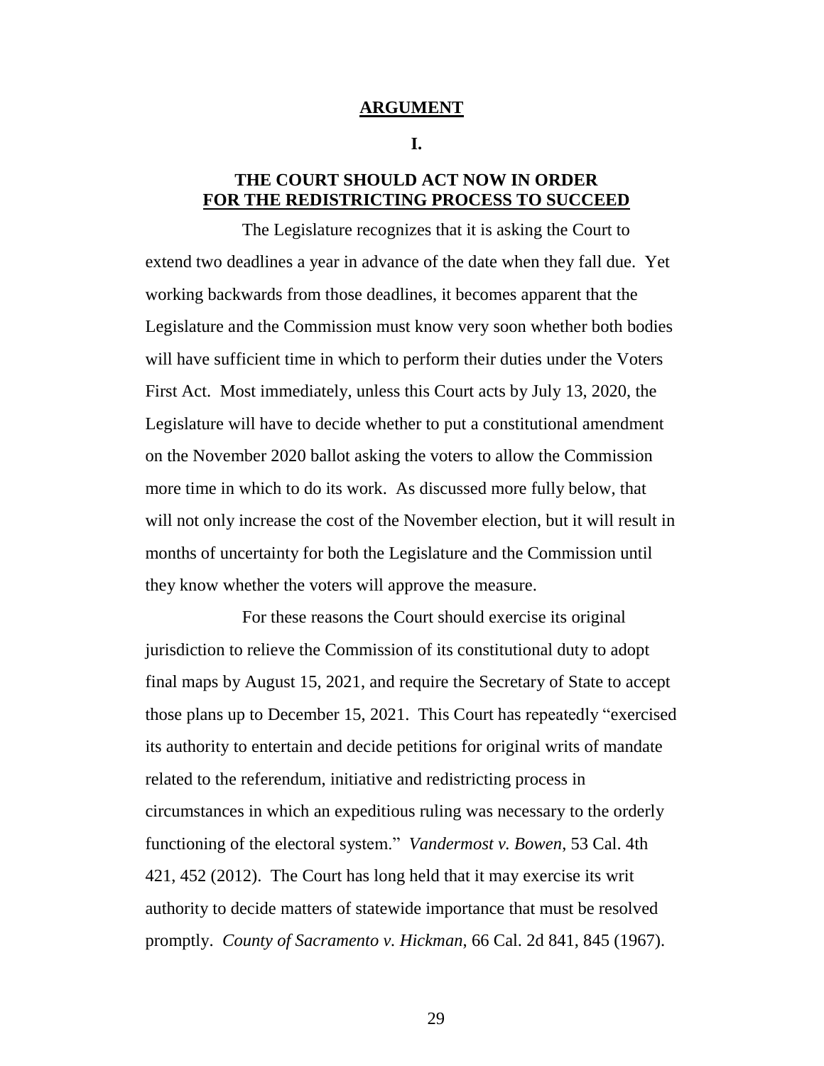## ARGUMENT

### I.

### THE COURT SHOULD ACT NOW IN ORDER FOR THE REDISTRICTING PROCESS TO SUCCEED

The Legislature recognizes that it is asking the Court to extend two deadlines a year in advance of the date when they fall due. Yet working backwards from those deadlines, it becomes apparent that the Legislature and the Commission must know very soon whether both bodies will have sufficient time in which to perform their duties under the Voters First Act. Most immediately, unless this Court acts by July 13, 2020, the Legislature will have to decide whether to put a constitutional amendment on the November 2020 ballot asking the voters to allow the Commission more time in which to do its work. As discussed more fully below, that will not only increase the cost of the November election, but it will result in months of uncertainty for both the Legislature and the Commission until they know whether the voters will approve the measure.

For these reasons the Court should exercise its original jurisdiction to relieve the Commission of its constitutional duty to adopt final maps by August 15, 2021, and require the Secretary of State to accept those plans up to December 15, 2021. This Court has repeatedly "exercised its authority to entertain and decide petitions for original writs of mandate related to the referendum, initiative and redistricting process in circumstances in which an expeditious ruling was necessary to the orderly functioning of the electoral system." *Vandermost v. Bowen*, 53 Cal. 4th 421, 452 (2012). The Court has long held that it may exercise its writ authority to decide matters of statewide importance that must be resolved promptly. *County of Sacramento v. Hickman*, 66 Cal. 2d 841, 845 (1967).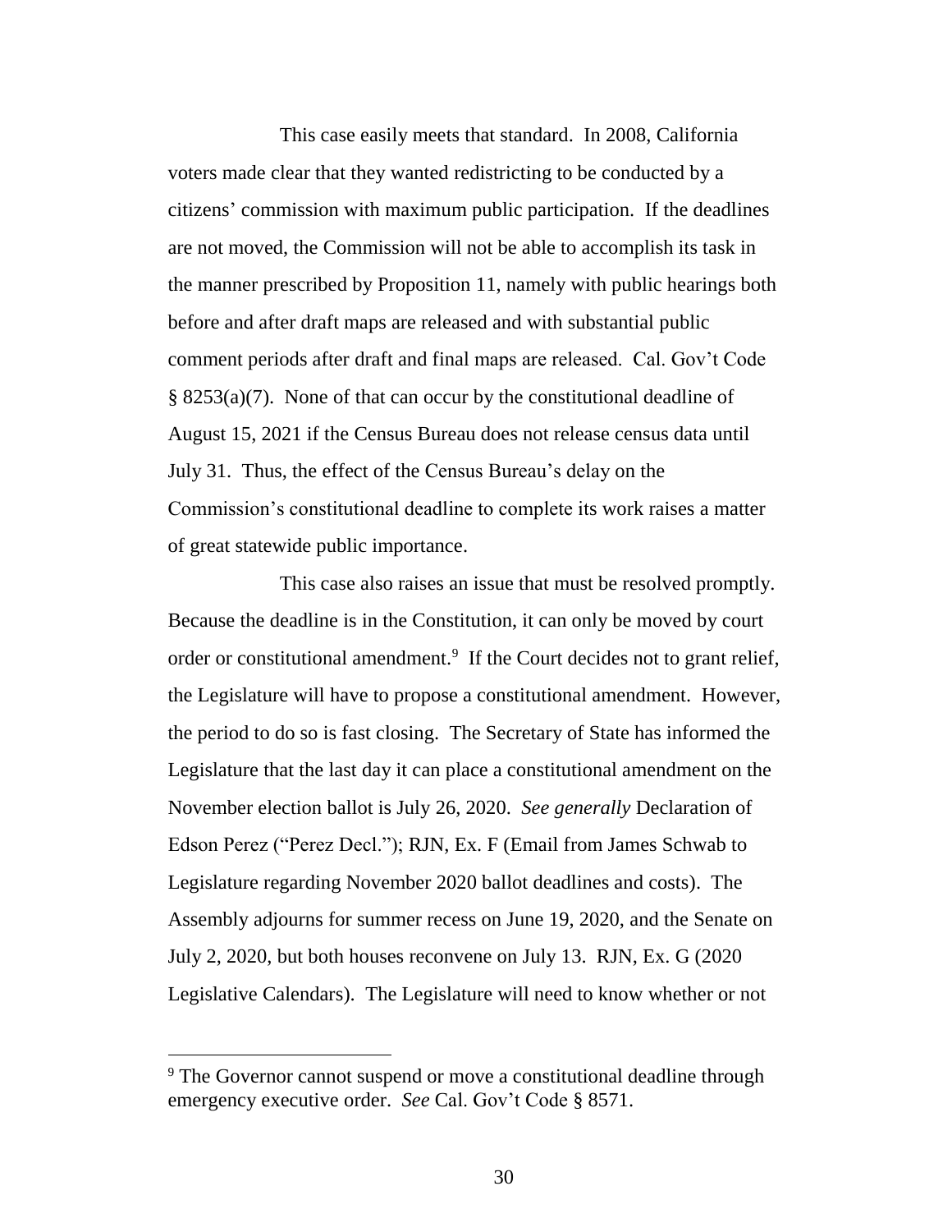This case easily meets that standard. In 2008, California voters made clear that they wanted redistricting to be conducted by a citizens' commission with maximum public participation. If the deadlines are not moved, the Commission will not be able to accomplish its task in the manner prescribed by Proposition 11, namely with public hearings both before and after draft maps are released and with substantial public comment periods after draft and final maps are released. Cal. Gov't Code § 8253(a)(7). None of that can occur by the constitutional deadline of August 15, 2021 if the Census Bureau does not release census data until July 31. Thus, the effect of the Census Bureau's delay on the Commission's constitutional deadline to complete its work raises a matter of great statewide public importance.

This case also raises an issue that must be resolved promptly. Because the deadline is in the Constitution, it can only be moved by court order or constitutional amendment.[9] If the Court decides not to grant relief, the Legislature will have to propose a constitutional amendment. However, the period to do so is fast closing. The Secretary of State has informed the Legislature that the last day it can place a constitutional amendment on the November election ballot is July 26, 2020. *See generally* Declaration of Edson Perez ("Perez Decl."); RJN, Ex. F (Email from James Schwab to Legislature regarding November 2020 ballot deadlines and costs). The Assembly adjourns for summer recess on June 19, 2020, and the Senate on July 2, 2020, but both houses reconvene on July 13. RJN, Ex. G (2020 Legislative Calendars). The Legislature will need to know whether or not

---

[9] The Governor cannot suspend or move a constitutional deadline through emergency executive order. *See* Cal. Gov't Code § 8571.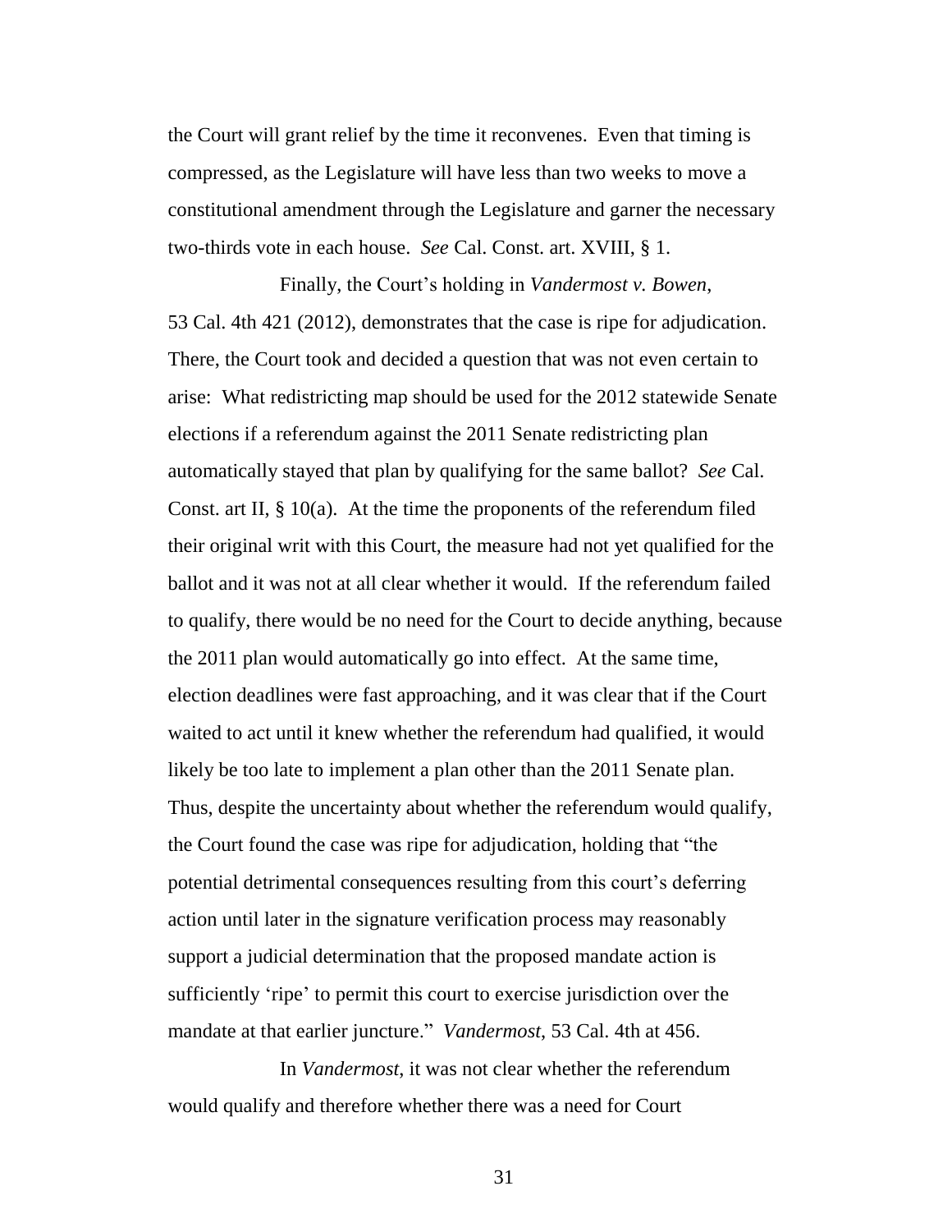the Court will grant relief by the time it reconvenes. Even that timing is compressed, as the Legislature will have less than two weeks to move a constitutional amendment through the Legislature and garner the necessary two-thirds vote in each house. *See* Cal. Const. art. XVIII, § 1.

Finally, the Court's holding in *Vandermost v. Bowen*, 53 Cal. 4th 421 (2012), demonstrates that the case is ripe for adjudication. There, the Court took and decided a question that was not even certain to arise: What redistricting map should be used for the 2012 statewide Senate elections if a referendum against the 2011 Senate redistricting plan automatically stayed that plan by qualifying for the same ballot? *See* Cal. Const. art II, § 10(a). At the time the proponents of the referendum filed their original writ with this Court, the measure had not yet qualified for the ballot and it was not at all clear whether it would. If the referendum failed to qualify, there would be no need for the Court to decide anything, because the 2011 plan would automatically go into effect. At the same time, election deadlines were fast approaching, and it was clear that if the Court waited to act until it knew whether the referendum had qualified, it would likely be too late to implement a plan other than the 2011 Senate plan. Thus, despite the uncertainty about whether the referendum would qualify, the Court found the case was ripe for adjudication, holding that "the potential detrimental consequences resulting from this court's deferring action until later in the signature verification process may reasonably support a judicial determination that the proposed mandate action is sufficiently 'ripe' to permit this court to exercise jurisdiction over the mandate at that earlier juncture." *Vandermost*, 53 Cal. 4th at 456.

In *Vandermost*, it was not clear whether the referendum would qualify and therefore whether there was a need for Court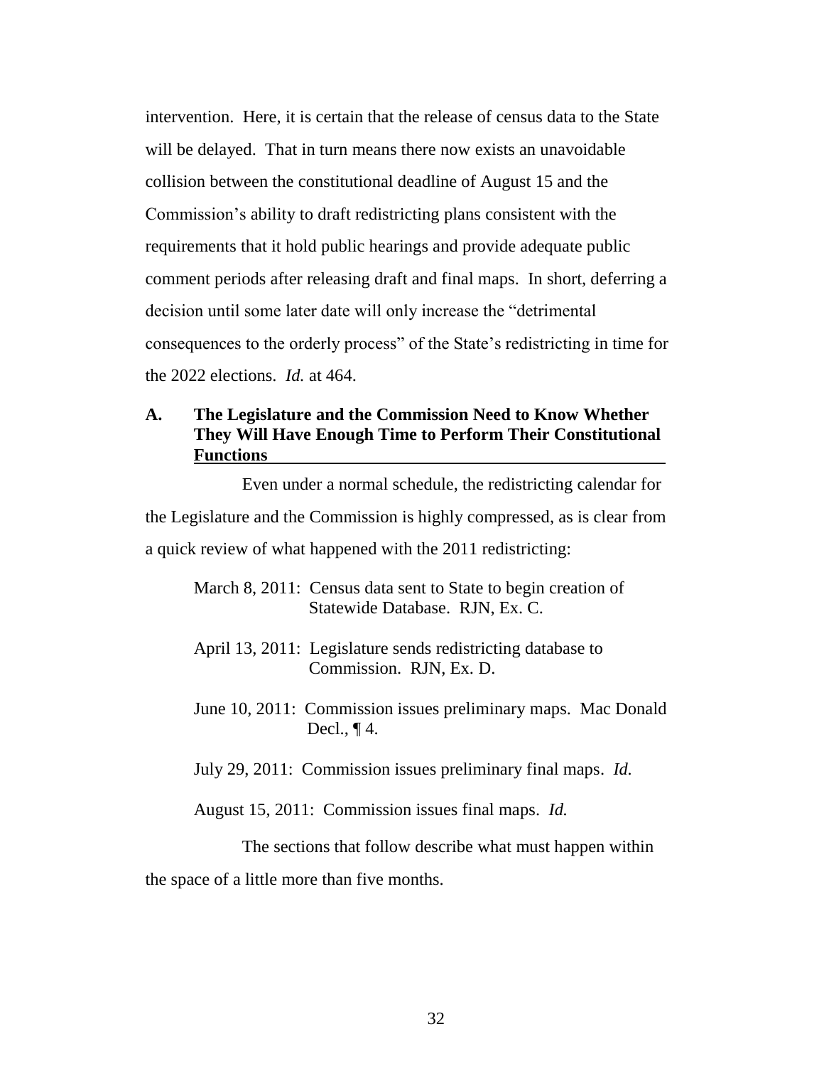intervention. Here, it is certain that the release of census data to the State will be delayed. That in turn means there now exists an unavoidable collision between the constitutional deadline of August 15 and the Commission's ability to draft redistricting plans consistent with the requirements that it hold public hearings and provide adequate public comment periods after releasing draft and final maps. In short, deferring a decision until some later date will only increase the "detrimental consequences to the orderly process" of the State's redistricting in time for the 2022 elections. *Id.* at 464.

### A. The Legislature and the Commission Need to Know Whether They Will Have Enough Time to Perform Their Constitutional Functions

Even under a normal schedule, the redistricting calendar for the Legislature and the Commission is highly compressed, as is clear from a quick review of what happened with the 2011 redistricting:

March 8, 2011: Census data sent to State to begin creation of Statewide Database. RJN, Ex. C.

April 13, 2011: Legislature sends redistricting database to Commission. RJN, Ex. D.

June 10, 2011: Commission issues preliminary maps. Mac Donald Decl., ¶ 4.

July 29, 2011: Commission issues preliminary final maps. *Id.*

August 15, 2011: Commission issues final maps. *Id.*

The sections that follow describe what must happen within the space of a little more than five months.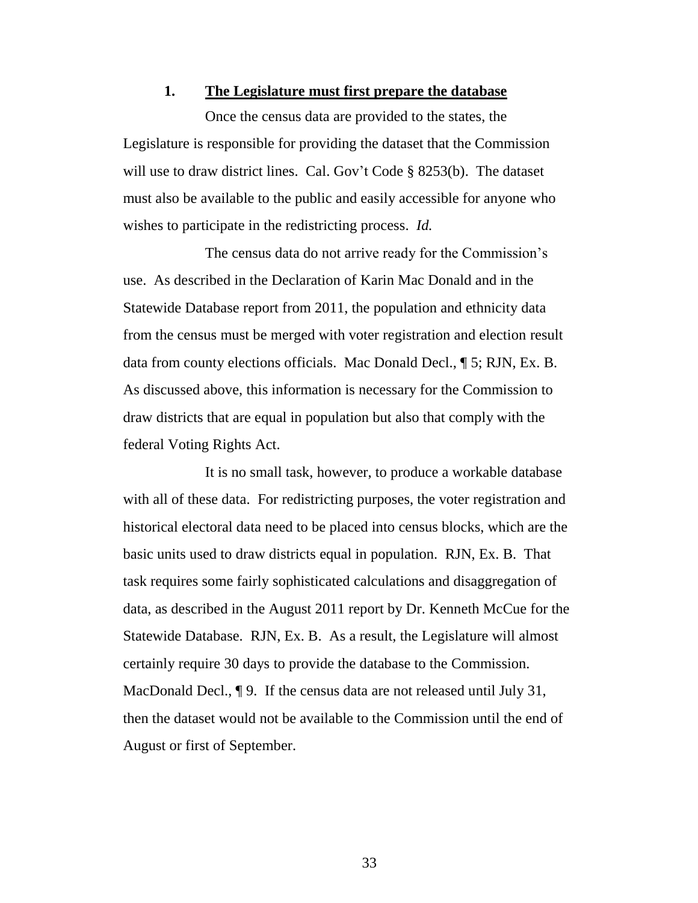### 1. **The Legislature must first prepare the database**

Once the census data are provided to the states, the Legislature is responsible for providing the dataset that the Commission will use to draw district lines. Cal. Gov't Code § 8253(b). The dataset must also be available to the public and easily accessible for anyone who wishes to participate in the redistricting process. *Id.*

The census data do not arrive ready for the Commission's use. As described in the Declaration of Karin Mac Donald and in the Statewide Database report from 2011, the population and ethnicity data from the census must be merged with voter registration and election result data from county elections officials. Mac Donald Decl., ¶ 5; RJN, Ex. B. As discussed above, this information is necessary for the Commission to draw districts that are equal in population but also that comply with the federal Voting Rights Act.

It is no small task, however, to produce a workable database with all of these data. For redistricting purposes, the voter registration and historical electoral data need to be placed into census blocks, which are the basic units used to draw districts equal in population. RJN, Ex. B. That task requires some fairly sophisticated calculations and disaggregation of data, as described in the August 2011 report by Dr. Kenneth McCue for the Statewide Database. RJN, Ex. B. As a result, the Legislature will almost certainly require 30 days to provide the database to the Commission. MacDonald Decl., ¶ 9. If the census data are not released until July 31, then the dataset would not be available to the Commission until the end of August or first of September.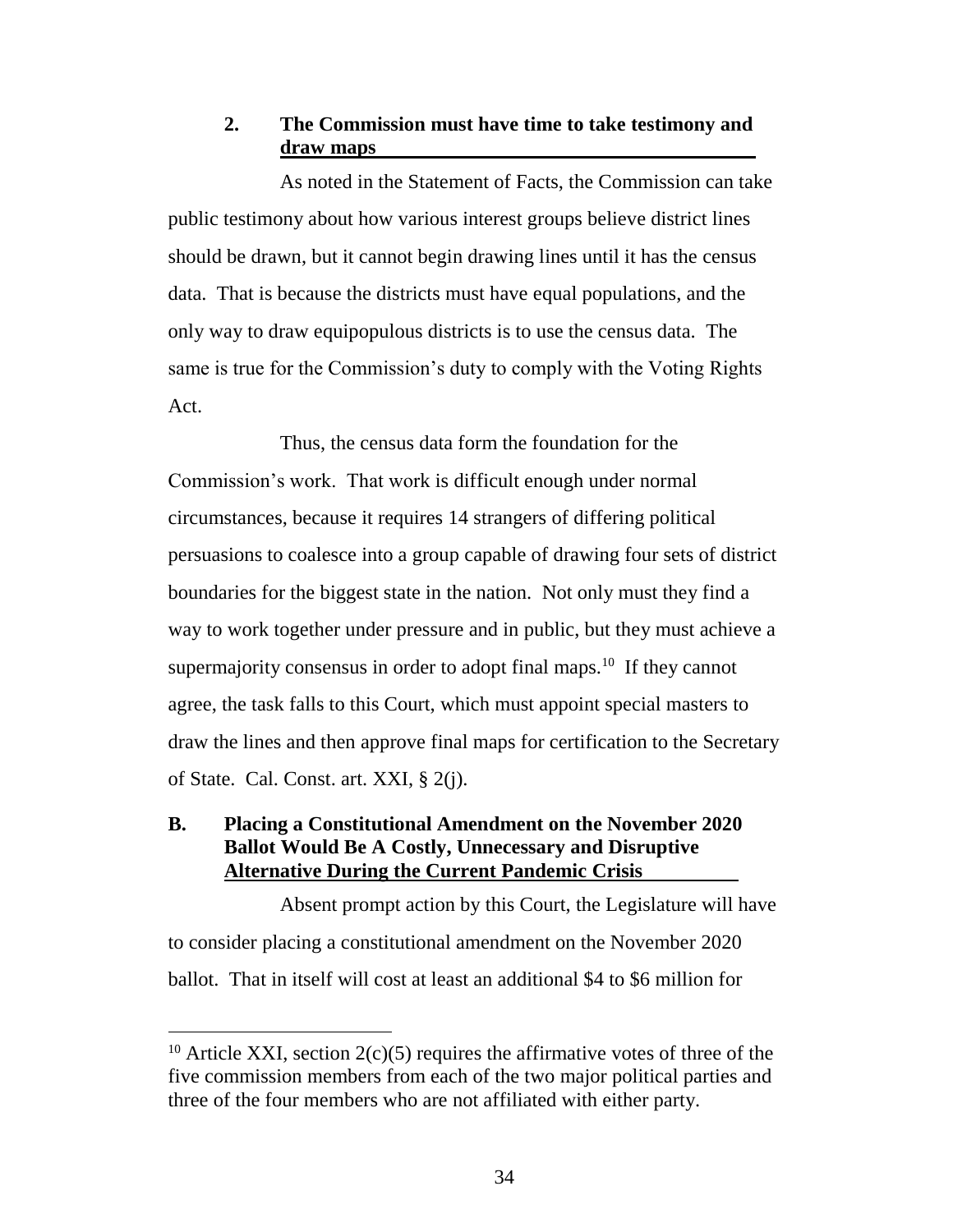### 2. The Commission must have time to take testimony and draw maps

As noted in the Statement of Facts, the Commission can take public testimony about how various interest groups believe district lines should be drawn, but it cannot begin drawing lines until it has the census data. That is because the districts must have equal populations, and the only way to draw equipopulous districts is to use the census data. The same is true for the Commission's duty to comply with the Voting Rights Act.

Thus, the census data form the foundation for the Commission's work. That work is difficult enough under normal circumstances, because it requires 14 strangers of differing political persuasions to coalesce into a group capable of drawing four sets of district boundaries for the biggest state in the nation. Not only must they find a way to work together under pressure and in public, but they must achieve a supermajority consensus in order to adopt final maps.[10] If they cannot agree, the task falls to this Court, which must appoint special masters to draw the lines and then approve final maps for certification to the Secretary of State. Cal. Const. art. XXI, § 2(j).

## B. Placing a Constitutional Amendment on the November 2020 Ballot Would Be A Costly, Unnecessary and Disruptive Alternative During the Current Pandemic Crisis

Absent prompt action by this Court, the Legislature will have to consider placing a constitutional amendment on the November 2020 ballot. That in itself will cost at least an additional \$4 to \$6 million for

[10] Article XXI, section 2(c)(5) requires the affirmative votes of three of the five commission members from each of the two major political parties and three of the four members who are not affiliated with either party.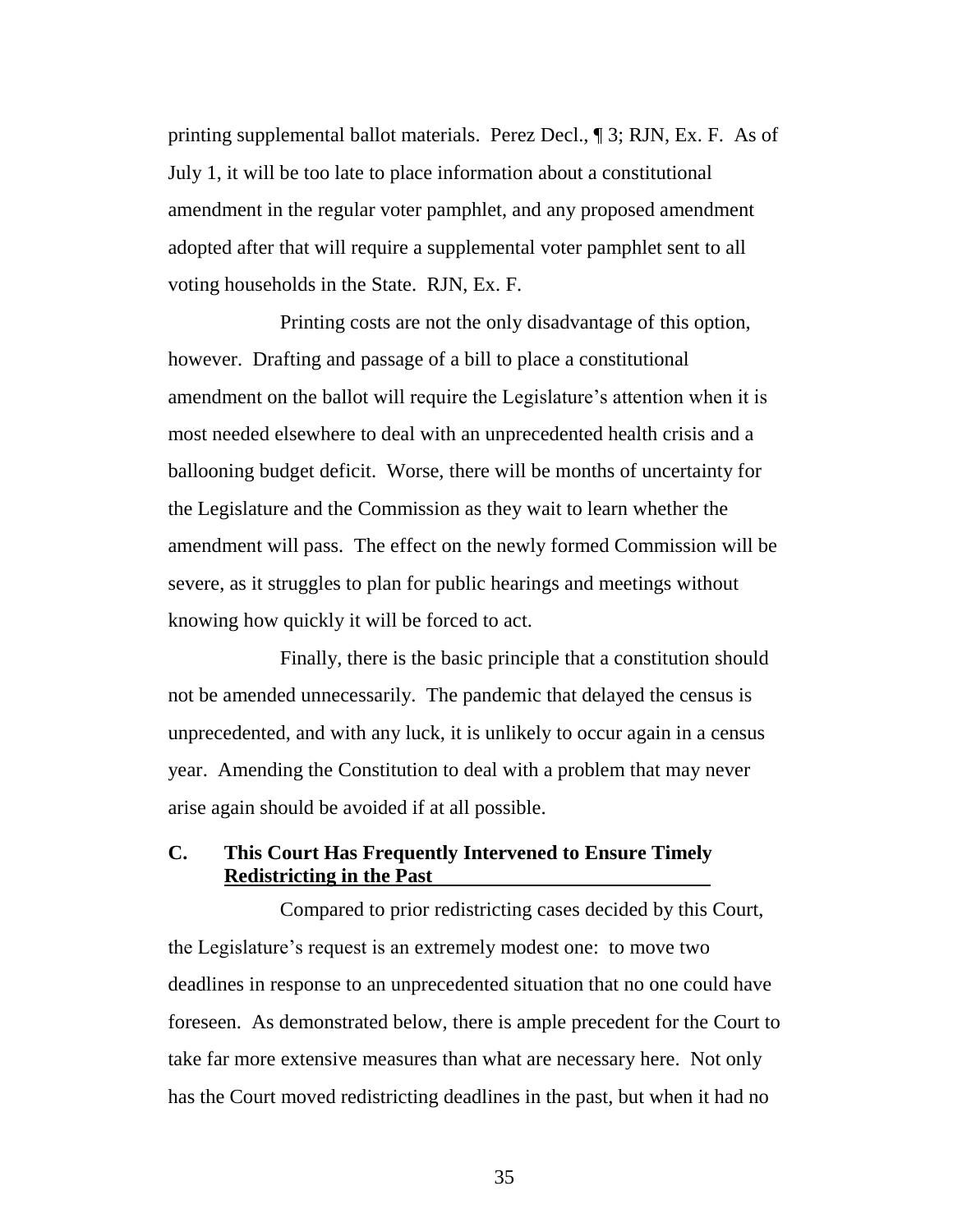printing supplemental ballot materials. Perez Decl., ¶ 3; RJN, Ex. F. As of July 1, it will be too late to place information about a constitutional amendment in the regular voter pamphlet, and any proposed amendment adopted after that will require a supplemental voter pamphlet sent to all voting households in the State. RJN, Ex. F.

Printing costs are not the only disadvantage of this option, however. Drafting and passage of a bill to place a constitutional amendment on the ballot will require the Legislature's attention when it is most needed elsewhere to deal with an unprecedented health crisis and a ballooning budget deficit. Worse, there will be months of uncertainty for the Legislature and the Commission as they wait to learn whether the amendment will pass. The effect on the newly formed Commission will be severe, as it struggles to plan for public hearings and meetings without knowing how quickly it will be forced to act.

Finally, there is the basic principle that a constitution should not be amended unnecessarily. The pandemic that delayed the census is unprecedented, and with any luck, it is unlikely to occur again in a census year. Amending the Constitution to deal with a problem that may never arise again should be avoided if at all possible.

### C. This Court Has Frequently Intervened to Ensure Timely Redistricting in the Past

Compared to prior redistricting cases decided by this Court, the Legislature's request is an extremely modest one: to move two deadlines in response to an unprecedented situation that no one could have foreseen. As demonstrated below, there is ample precedent for the Court to take far more extensive measures than what are necessary here. Not only has the Court moved redistricting deadlines in the past, but when it had no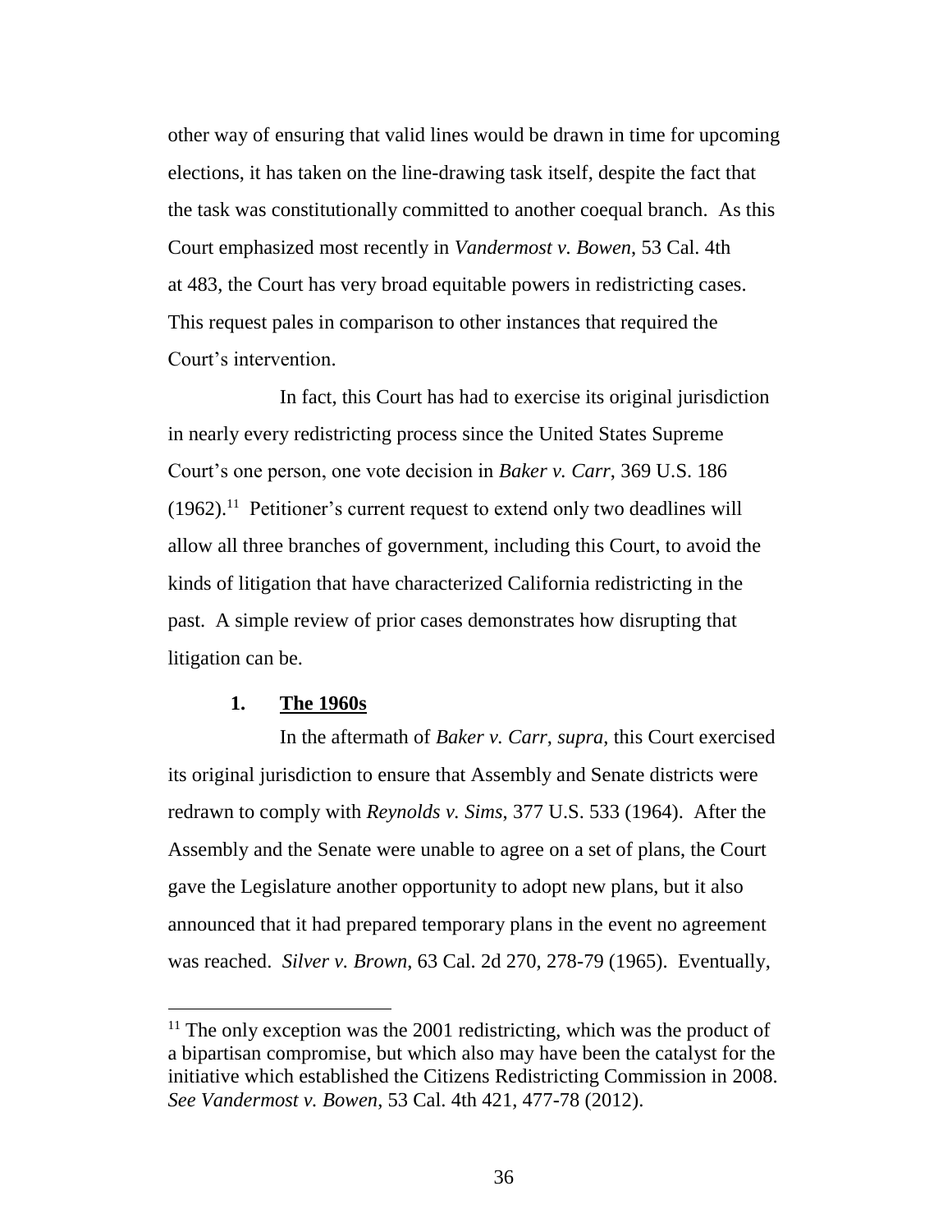other way of ensuring that valid lines would be drawn in time for upcoming elections, it has taken on the line-drawing task itself, despite the fact that the task was constitutionally committed to another coequal branch. As this Court emphasized most recently in *Vandermost v. Bowen*, 53 Cal. 4th at 483, the Court has very broad equitable powers in redistricting cases. This request pales in comparison to other instances that required the Court's intervention.

In fact, this Court has had to exercise its original jurisdiction in nearly every redistricting process since the United States Supreme Court's one person, one vote decision in *Baker v. Carr*, 369 U.S. 186 (1962).[11] Petitioner's current request to extend only two deadlines will allow all three branches of government, including this Court, to avoid the kinds of litigation that have characterized California redistricting in the past. A simple review of prior cases demonstrates how disrupting that litigation can be.

**1. <u>The 1960s</u>**

In the aftermath of *Baker v. Carr*, *supra*, this Court exercised its original jurisdiction to ensure that Assembly and Senate districts were redrawn to comply with *Reynolds v. Sims*, 377 U.S. 533 (1964). After the Assembly and the Senate were unable to agree on a set of plans, the Court gave the Legislature another opportunity to adopt new plans, but it also announced that it had prepared temporary plans in the event no agreement was reached. *Silver v. Brown*, 63 Cal. 2d 270, 278-79 (1965). Eventually,

---

[11] The only exception was the 2001 redistricting, which was the product of a bipartisan compromise, but which also may have been the catalyst for the initiative which established the Citizens Redistricting Commission in 2008. *See Vandermost v. Bowen*, 53 Cal. 4th 421, 477-78 (2012).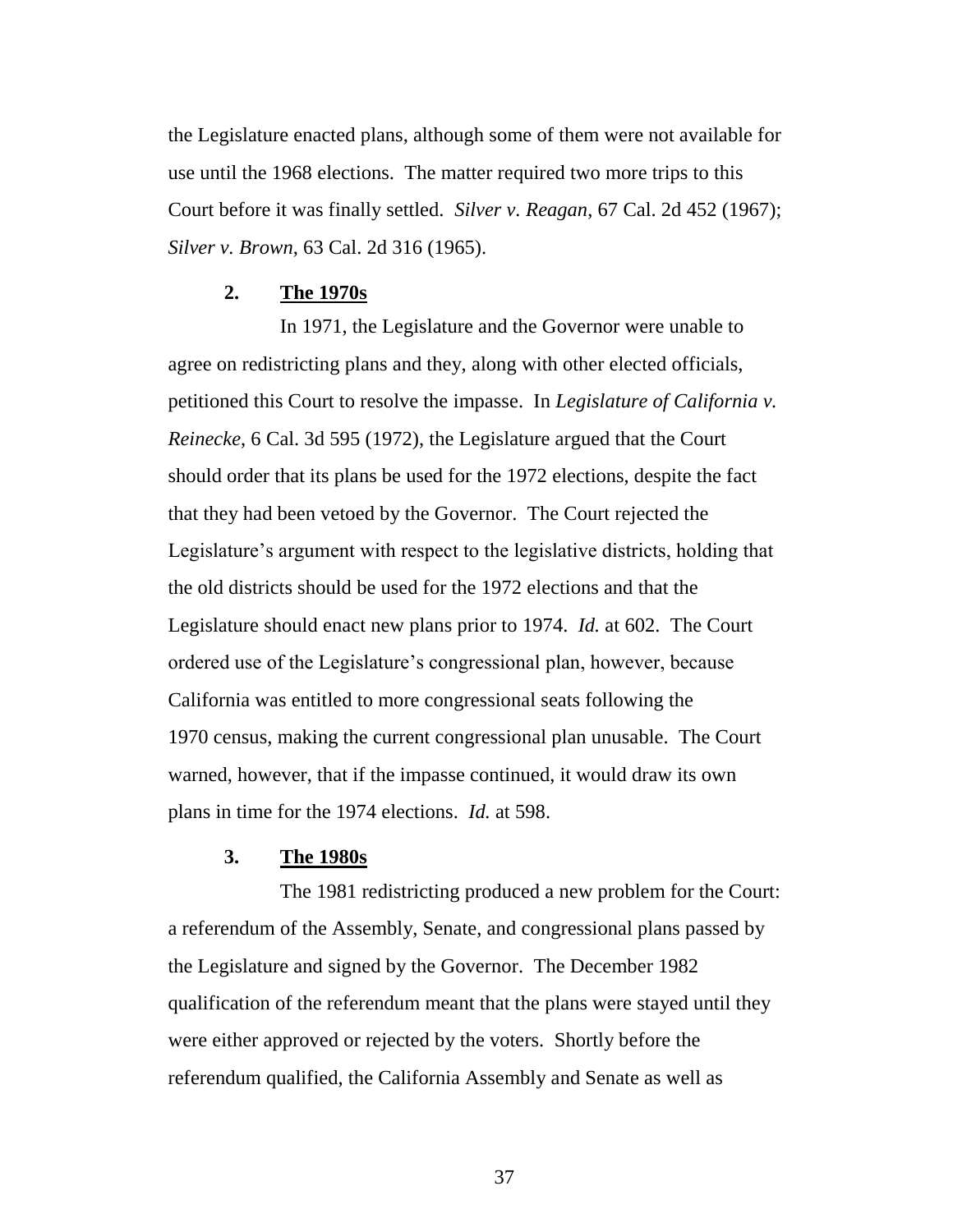the Legislature enacted plans, although some of them were not available for use until the 1968 elections. The matter required two more trips to this Court before it was finally settled. *Silver v. Reagan*, 67 Cal. 2d 452 (1967); *Silver v. Brown*, 63 Cal. 2d 316 (1965).

### 2. **The 1970s**

In 1971, the Legislature and the Governor were unable to agree on redistricting plans and they, along with other elected officials, petitioned this Court to resolve the impasse. In *Legislature of California v. Reinecke*, 6 Cal. 3d 595 (1972), the Legislature argued that the Court should order that its plans be used for the 1972 elections, despite the fact that they had been vetoed by the Governor. The Court rejected the Legislature's argument with respect to the legislative districts, holding that the old districts should be used for the 1972 elections and that the Legislature should enact new plans prior to 1974. *Id.* at 602. The Court ordered use of the Legislature's congressional plan, however, because California was entitled to more congressional seats following the 1970 census, making the current congressional plan unusable. The Court warned, however, that if the impasse continued, it would draw its own plans in time for the 1974 elections. *Id.* at 598.

### 3. **The 1980s**

The 1981 redistricting produced a new problem for the Court: a referendum of the Assembly, Senate, and congressional plans passed by the Legislature and signed by the Governor. The December 1982 qualification of the referendum meant that the plans were stayed until they were either approved or rejected by the voters. Shortly before the referendum qualified, the California Assembly and Senate as well as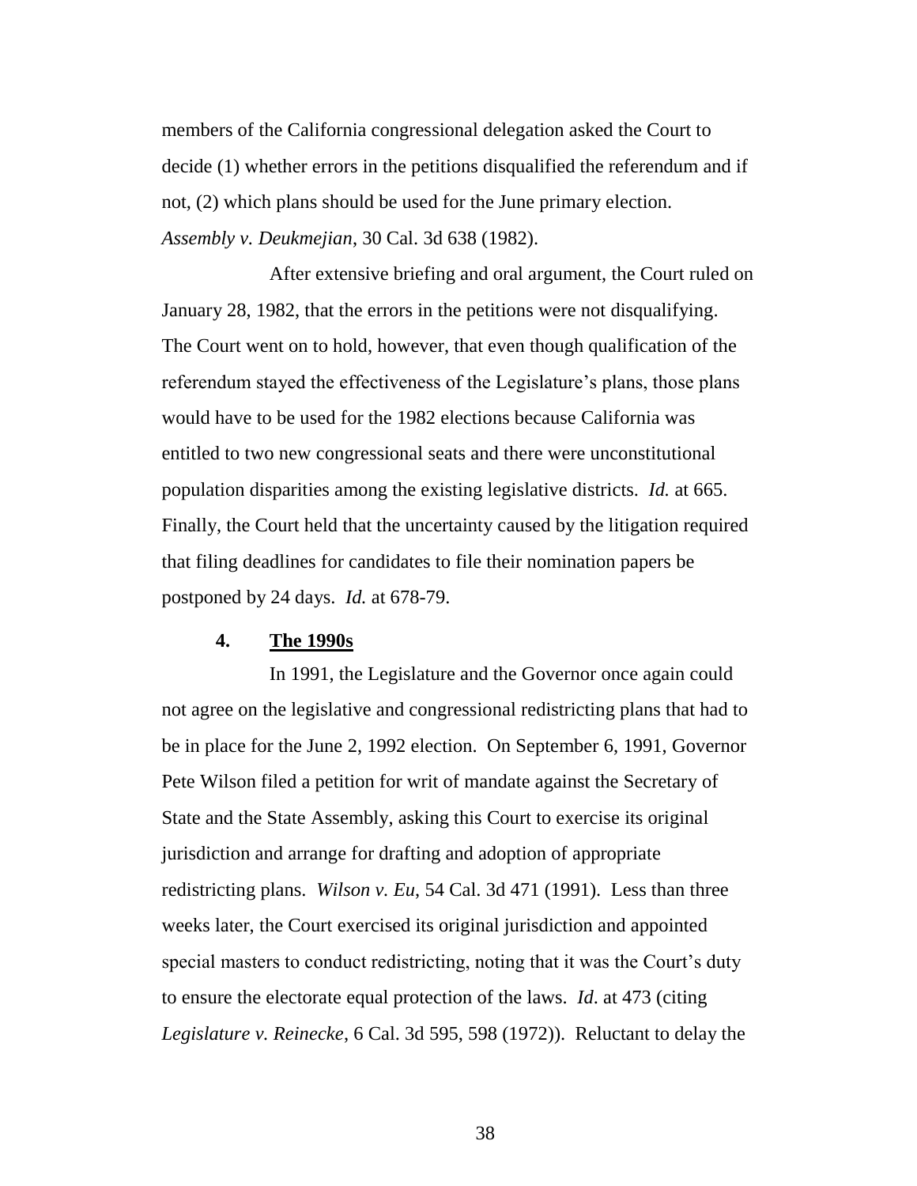members of the California congressional delegation asked the Court to decide (1) whether errors in the petitions disqualified the referendum and if not, (2) which plans should be used for the June primary election. *Assembly v. Deukmejian*, 30 Cal. 3d 638 (1982).

After extensive briefing and oral argument, the Court ruled on January 28, 1982, that the errors in the petitions were not disqualifying. The Court went on to hold, however, that even though qualification of the referendum stayed the effectiveness of the Legislature's plans, those plans would have to be used for the 1982 elections because California was entitled to two new congressional seats and there were unconstitutional population disparities among the existing legislative districts. *Id.* at 665. Finally, the Court held that the uncertainty caused by the litigation required that filing deadlines for candidates to file their nomination papers be postponed by 24 days. *Id.* at 678-79.

#### 4. **The 1990s**

In 1991, the Legislature and the Governor once again could not agree on the legislative and congressional redistricting plans that had to be in place for the June 2, 1992 election. On September 6, 1991, Governor Pete Wilson filed a petition for writ of mandate against the Secretary of State and the State Assembly, asking this Court to exercise its original jurisdiction and arrange for drafting and adoption of appropriate redistricting plans. *Wilson v. Eu*, 54 Cal. 3d 471 (1991). Less than three weeks later, the Court exercised its original jurisdiction and appointed special masters to conduct redistricting, noting that it was the Court's duty to ensure the electorate equal protection of the laws. *Id*. at 473 (citing *Legislature v. Reinecke*, 6 Cal. 3d 595, 598 (1972)). Reluctant to delay the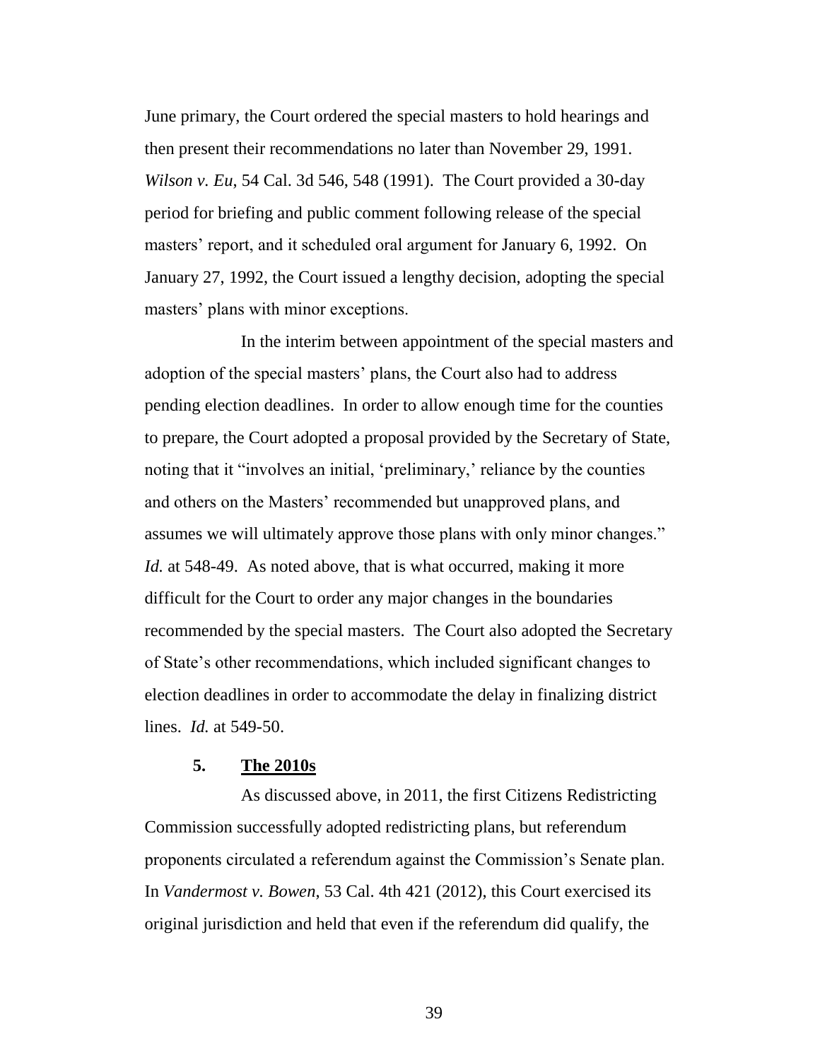June primary, the Court ordered the special masters to hold hearings and then present their recommendations no later than November 29, 1991. *Wilson v. Eu*, 54 Cal. 3d 546, 548 (1991). The Court provided a 30-day period for briefing and public comment following release of the special masters' report, and it scheduled oral argument for January 6, 1992. On January 27, 1992, the Court issued a lengthy decision, adopting the special masters' plans with minor exceptions.

In the interim between appointment of the special masters and adoption of the special masters' plans, the Court also had to address pending election deadlines. In order to allow enough time for the counties to prepare, the Court adopted a proposal provided by the Secretary of State, noting that it "involves an initial, 'preliminary,' reliance by the counties and others on the Masters' recommended but unapproved plans, and assumes we will ultimately approve those plans with only minor changes." *Id.* at 548-49. As noted above, that is what occurred, making it more difficult for the Court to order any major changes in the boundaries recommended by the special masters. The Court also adopted the Secretary of State's other recommendations, which included significant changes to election deadlines in order to accommodate the delay in finalizing district lines. *Id.* at 549-50.

### 5. The 2010s

As discussed above, in 2011, the first Citizens Redistricting Commission successfully adopted redistricting plans, but referendum proponents circulated a referendum against the Commission's Senate plan. In *Vandermost v. Bowen*, 53 Cal. 4th 421 (2012), this Court exercised its original jurisdiction and held that even if the referendum did qualify, the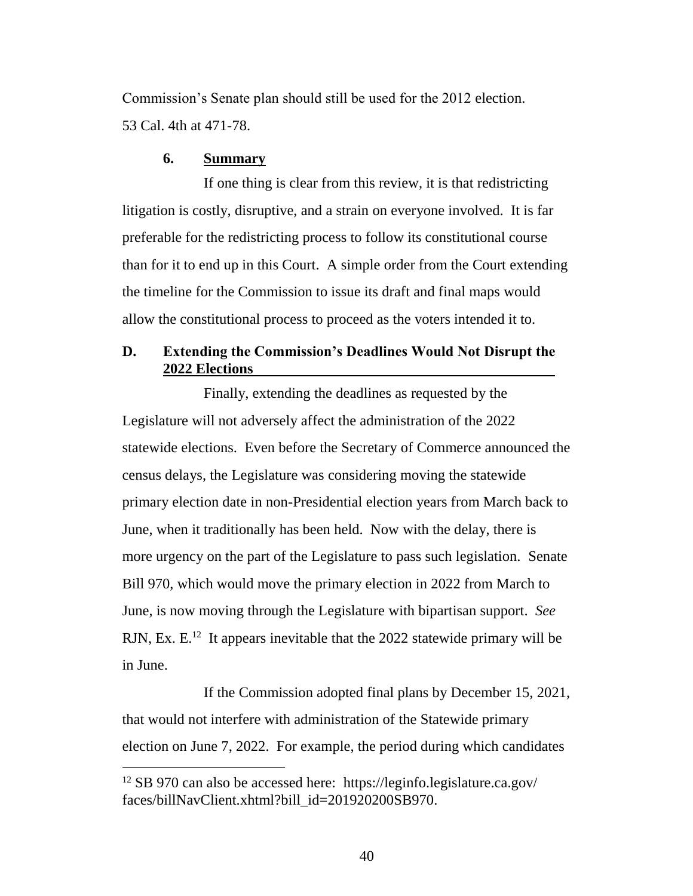Commission's Senate plan should still be used for the 2012 election. 53 Cal. 4th at 471-78.

### 6. Summary

If one thing is clear from this review, it is that redistricting litigation is costly, disruptive, and a strain on everyone involved. It is far preferable for the redistricting process to follow its constitutional course than for it to end up in this Court. A simple order from the Court extending the timeline for the Commission to issue its draft and final maps would allow the constitutional process to proceed as the voters intended it to.

## D. Extending the Commission's Deadlines Would Not Disrupt the 2022 Elections

Finally, extending the deadlines as requested by the Legislature will not adversely affect the administration of the 2022 statewide elections. Even before the Secretary of Commerce announced the census delays, the Legislature was considering moving the statewide primary election date in non-Presidential election years from March back to June, when it traditionally has been held. Now with the delay, there is more urgency on the part of the Legislature to pass such legislation. Senate Bill 970, which would move the primary election in 2022 from March to June, is now moving through the Legislature with bipartisan support. *See* RJN, Ex. E.[12] It appears inevitable that the 2022 statewide primary will be in June.

If the Commission adopted final plans by December 15, 2021, that would not interfere with administration of the Statewide primary election on June 7, 2022. For example, the period during which candidates

[12] SB 970 can also be accessed here: https://leginfo.legislature.ca.gov/faces/billNavClient.xhtml?bill_id=201920200SB970.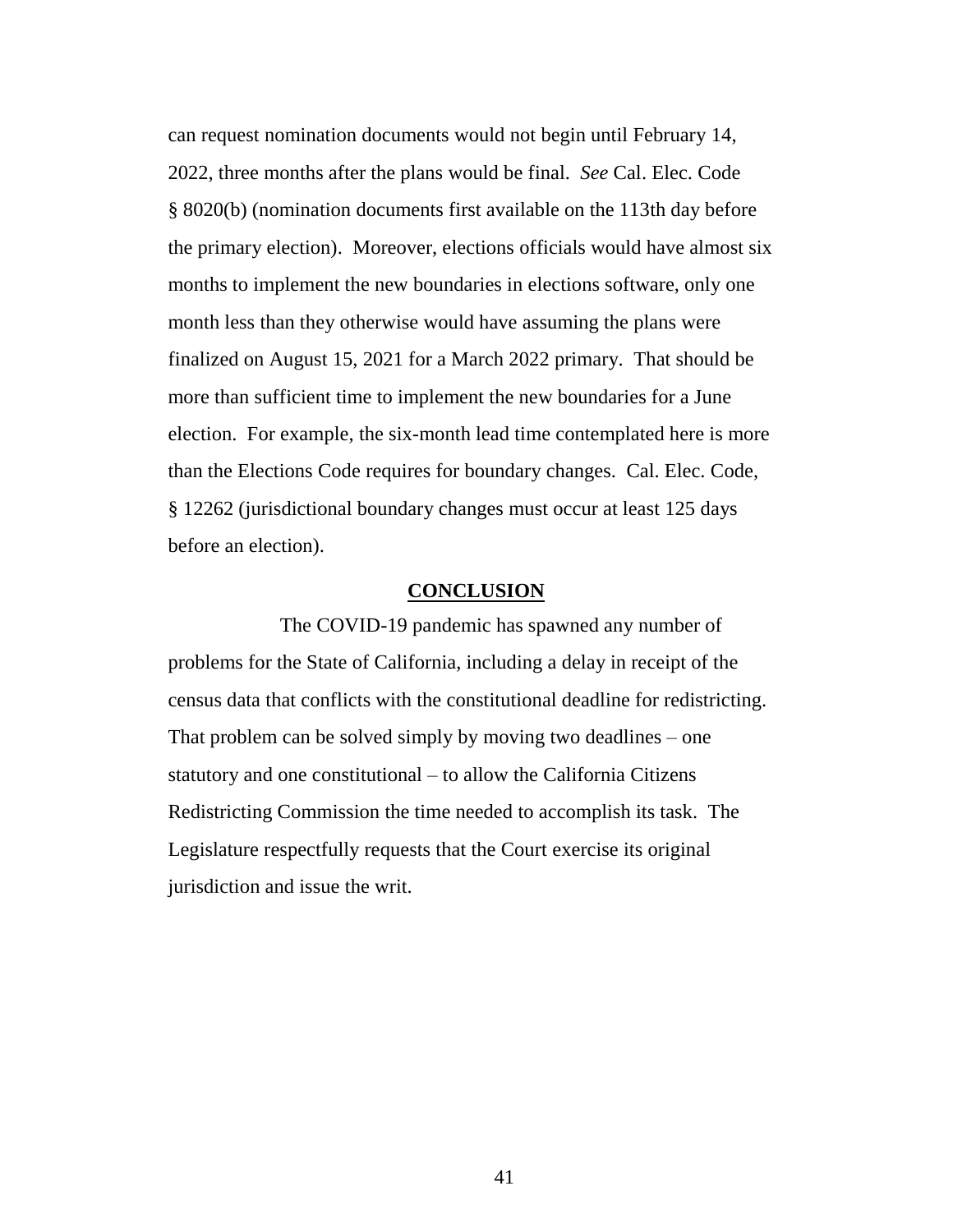can request nomination documents would not begin until February 14, 2022, three months after the plans would be final. *See* Cal. Elec. Code § 8020(b) (nomination documents first available on the 113th day before the primary election). Moreover, elections officials would have almost six months to implement the new boundaries in elections software, only one month less than they otherwise would have assuming the plans were finalized on August 15, 2021 for a March 2022 primary. That should be more than sufficient time to implement the new boundaries for a June election. For example, the six-month lead time contemplated here is more than the Elections Code requires for boundary changes. Cal. Elec. Code, § 12262 (jurisdictional boundary changes must occur at least 125 days before an election).

## CONCLUSION

The COVID-19 pandemic has spawned any number of problems for the State of California, including a delay in receipt of the census data that conflicts with the constitutional deadline for redistricting. That problem can be solved simply by moving two deadlines – one statutory and one constitutional – to allow the California Citizens Redistricting Commission the time needed to accomplish its task. The Legislature respectfully requests that the Court exercise its original jurisdiction and issue the writ.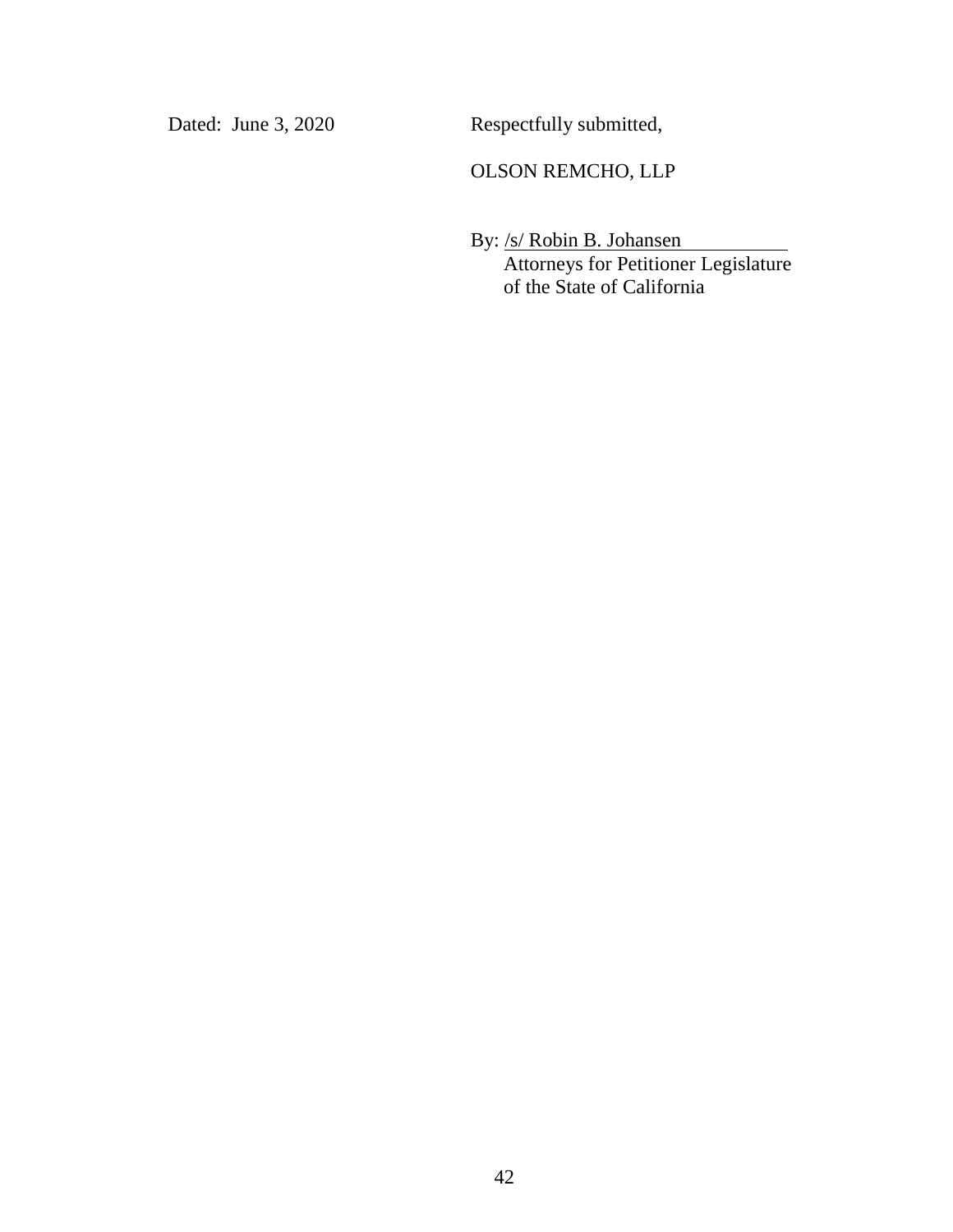Dated: June 3, 2020

Respectfully submitted,

OLSON REMCHO, LLP

By: /s/ Robin B. Johansen
Attorneys for Petitioner Legislature of the State of California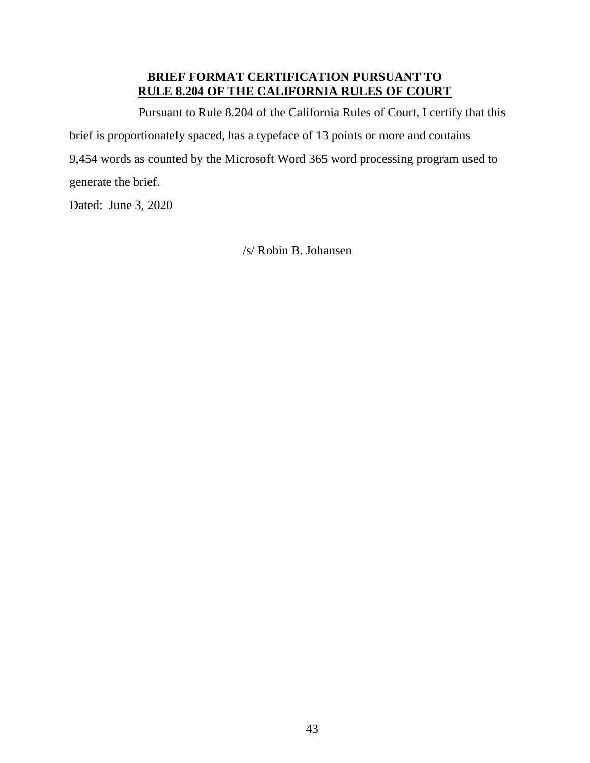## BRIEF FORMAT CERTIFICATION PURSUANT TO RULE 8.204 OF THE CALIFORNIA RULES OF COURT

Pursuant to Rule 8.204 of the California Rules of Court, I certify that this brief is proportionately spaced, has a typeface of 13 points or more and contains 9,454 words as counted by the Microsoft Word 365 word processing program used to generate the brief.

Dated: June 3, 2020

/s/ Robin B. Johansen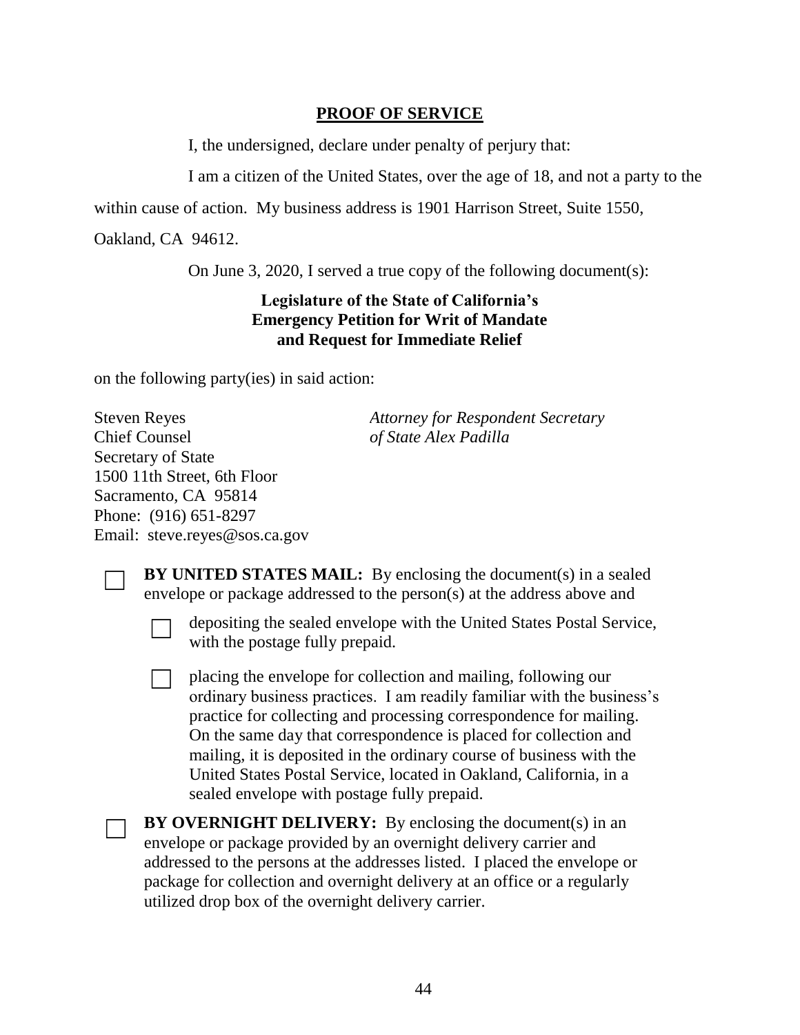## PROOF OF SERVICE

I, the undersigned, declare under penalty of perjury that:

I am a citizen of the United States, over the age of 18, and not a party to the within cause of action. My business address is 1901 Harrison Street, Suite 1550, Oakland, CA 94612.

On June 3, 2020, I served a true copy of the following document(s):

**Legislature of the State of California's Emergency Petition for Writ of Mandate and Request for Immediate Relief**

on the following party(ies) in said action:

Steven Reyes
Chief Counsel
Secretary of State
1500 11th Street, 6th Floor
Sacramento, CA 95814
Phone: (916) 651-8297
Email: steve.reyes@sos.ca.gov

*Attorney for Respondent Secretary of State Alex Padilla*

☐ **BY UNITED STATES MAIL:** By enclosing the document(s) in a sealed envelope or package addressed to the person(s) at the address above and

☐ depositing the sealed envelope with the United States Postal Service, with the postage fully prepaid.

☐ placing the envelope for collection and mailing, following our ordinary business practices. I am readily familiar with the business's practice for collecting and processing correspondence for mailing. On the same day that correspondence is placed for collection and mailing, it is deposited in the ordinary course of business with the United States Postal Service, located in Oakland, California, in a sealed envelope with postage fully prepaid.

☐ **BY OVERNIGHT DELIVERY:** By enclosing the document(s) in an envelope or package provided by an overnight delivery carrier and addressed to the persons at the addresses listed. I placed the envelope or package for collection and overnight delivery at an office or a regularly utilized drop box of the overnight delivery carrier.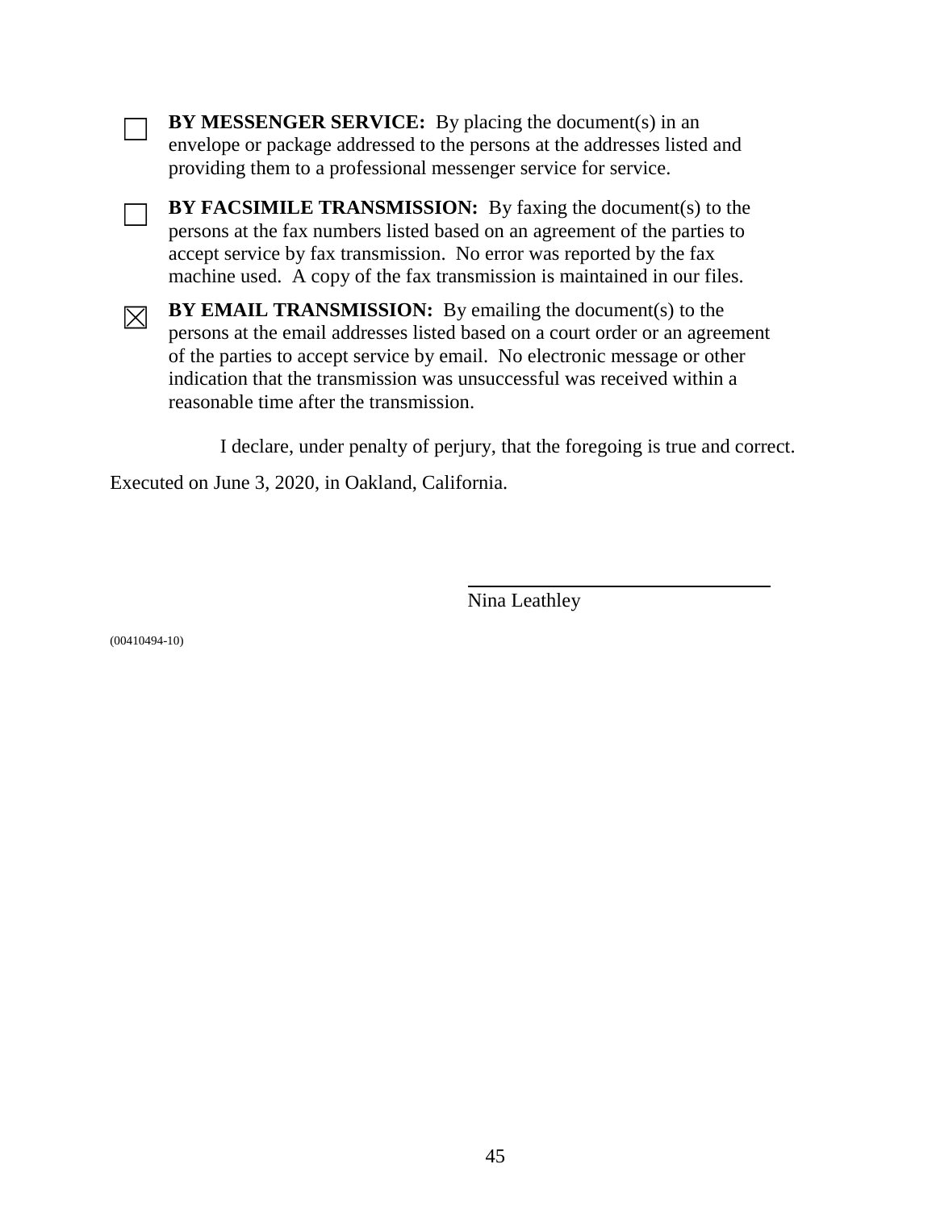☐ **BY MESSENGER SERVICE:** By placing the document(s) in an envelope or package addressed to the persons at the addresses listed and providing them to a professional messenger service for service.

☐ **BY FACSIMILE TRANSMISSION:** By faxing the document(s) to the persons at the fax numbers listed based on an agreement of the parties to accept service by fax transmission. No error was reported by the fax machine used. A copy of the fax transmission is maintained in our files.

☒ **BY EMAIL TRANSMISSION:** By emailing the document(s) to the persons at the email addresses listed based on a court order or an agreement of the parties to accept service by email. No electronic message or other indication that the transmission was unsuccessful was received within a reasonable time after the transmission.

I declare, under penalty of perjury, that the foregoing is true and correct.

Executed on June 3, 2020, in Oakland, California.

\_\_\_\_\_\_\_\_\_\_\_\_\_\_\_\_\_\_\_\_\_\_\_\_\_\_\_\_\_\_

Nina Leathley

(00410494-10)